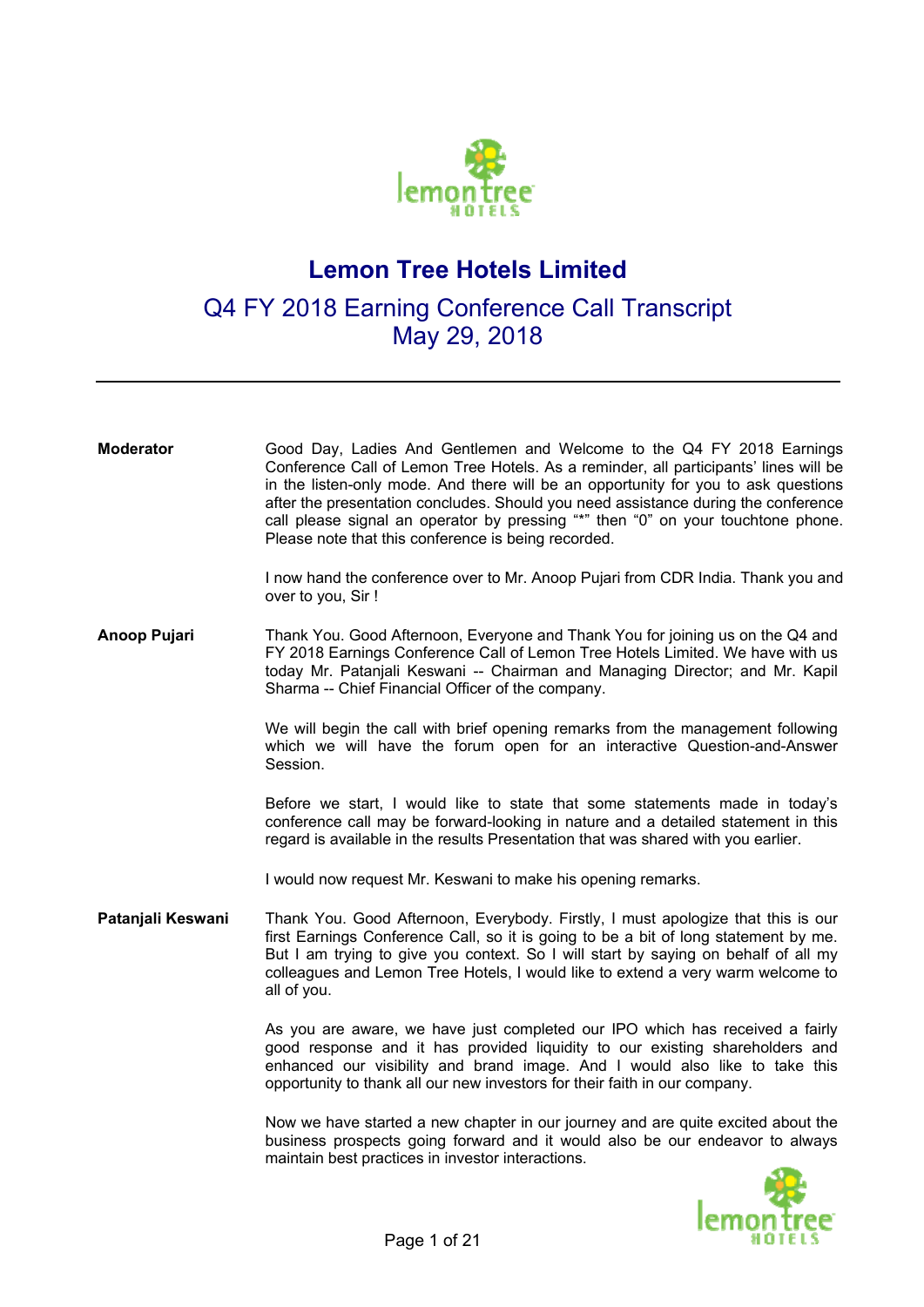# Lemon Tree Hotels Limited

## Q4 FY 2018 Earning Conference Call Transcript
## May 29, 2018

---

**Moderator** Good Day, Ladies And Gentlemen and Welcome to the Q4 FY 2018 Earnings Conference Call of Lemon Tree Hotels. As a reminder, all participants' lines will be in the listen-only mode. And there will be an opportunity for you to ask questions after the presentation concludes. Should you need assistance during the conference call please signal an operator by pressing "*" then "0" on your touchtone phone. Please note that this conference is being recorded.

I now hand the conference over to Mr. Anoop Pujari from CDR India. Thank you and over to you, Sir !

**Anoop Pujari** Thank You. Good Afternoon, Everyone and Thank You for joining us on the Q4 and FY 2018 Earnings Conference Call of Lemon Tree Hotels Limited. We have with us today Mr. Patanjali Keswani -- Chairman and Managing Director; and Mr. Kapil Sharma -- Chief Financial Officer of the company.

We will begin the call with brief opening remarks from the management following which we will have the forum open for an interactive Question-and-Answer Session.

Before we start, I would like to state that some statements made in today's conference call may be forward-looking in nature and a detailed statement in this regard is available in the results Presentation that was shared with you earlier.

I would now request Mr. Keswani to make his opening remarks.

**Patanjali Keswani** Thank You. Good Afternoon, Everybody. Firstly, I must apologize that this is our first Earnings Conference Call, so it is going to be a bit of long statement by me. But I am trying to give you context. So I will start by saying on behalf of all my colleagues and Lemon Tree Hotels, I would like to extend a very warm welcome to all of you.

As you are aware, we have just completed our IPO which has received a fairly good response and it has provided liquidity to our existing shareholders and enhanced our visibility and brand image. And I would also like to take this opportunity to thank all our new investors for their faith in our company.

Now we have started a new chapter in our journey and are quite excited about the business prospects going forward and it would also be our endeavor to always maintain best practices in investor interactions.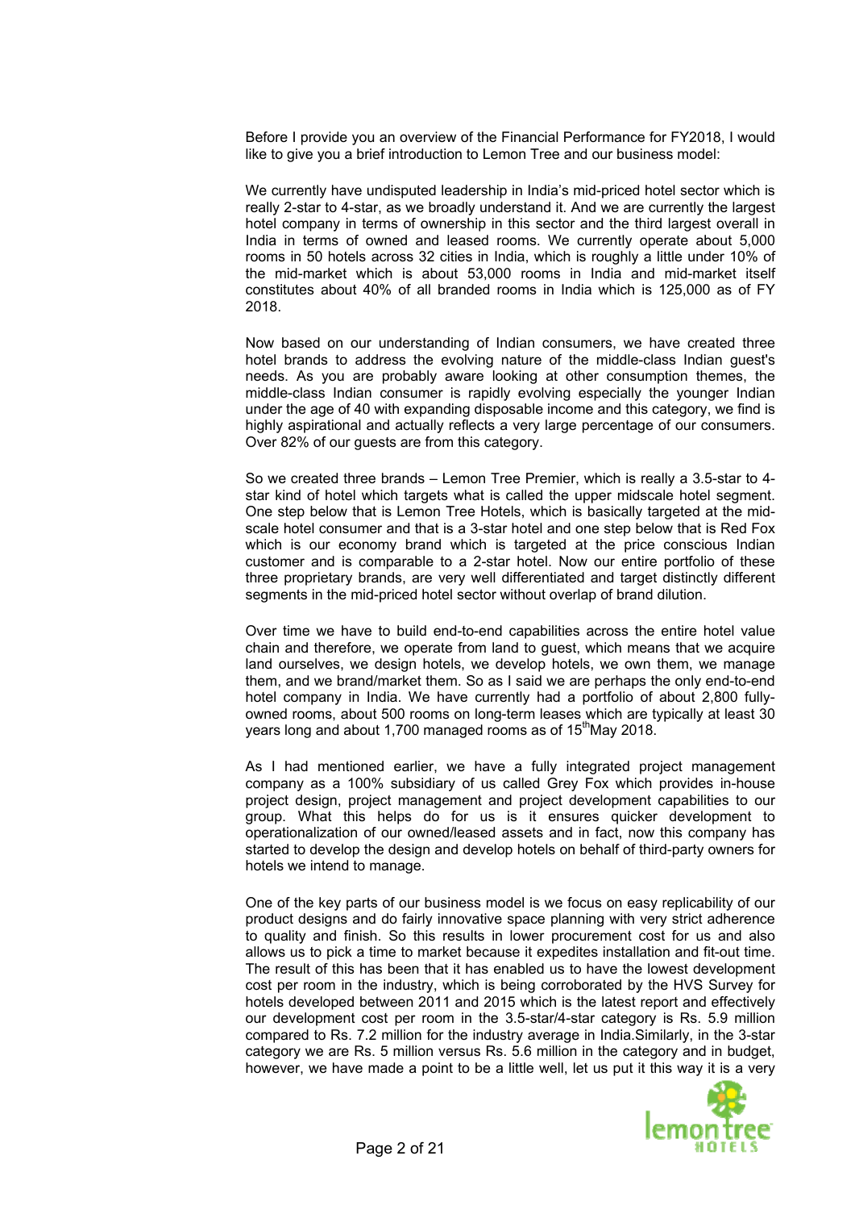Before I provide you an overview of the Financial Performance for FY2018, I would like to give you a brief introduction to Lemon Tree and our business model:

We currently have undisputed leadership in India's mid-priced hotel sector which is really 2-star to 4-star, as we broadly understand it. And we are currently the largest hotel company in terms of ownership in this sector and the third largest overall in India in terms of owned and leased rooms. We currently operate about 5,000 rooms in 50 hotels across 32 cities in India, which is roughly a little under 10% of the mid-market which is about 53,000 rooms in India and mid-market itself constitutes about 40% of all branded rooms in India which is 125,000 as of FY 2018.

Now based on our understanding of Indian consumers, we have created three hotel brands to address the evolving nature of the middle-class Indian guest's needs. As you are probably aware looking at other consumption themes, the middle-class Indian consumer is rapidly evolving especially the younger Indian under the age of 40 with expanding disposable income and this category, we find is highly aspirational and actually reflects a very large percentage of our consumers. Over 82% of our guests are from this category.

So we created three brands – Lemon Tree Premier, which is really a 3.5-star to 4-star kind of hotel which targets what is called the upper midscale hotel segment. One step below that is Lemon Tree Hotels, which is basically targeted at the mid-scale hotel consumer and that is a 3-star hotel and one step below that is Red Fox which is our economy brand which is targeted at the price conscious Indian customer and is comparable to a 2-star hotel. Now our entire portfolio of these three proprietary brands, are very well differentiated and target distinctly different segments in the mid-priced hotel sector without overlap of brand dilution.

Over time we have to build end-to-end capabilities across the entire hotel value chain and therefore, we operate from land to guest, which means that we acquire land ourselves, we design hotels, we develop hotels, we own them, we manage them, and we brand/market them. So as I said we are perhaps the only end-to-end hotel company in India. We have currently had a portfolio of about 2,800 fully-owned rooms, about 500 rooms on long-term leases which are typically at least 30 years long and about 1,700 managed rooms as of 15th May 2018.

As I had mentioned earlier, we have a fully integrated project management company as a 100% subsidiary of us called Grey Fox which provides in-house project design, project management and project development capabilities to our group. What this helps do for us is it ensures quicker development to operationalization of our owned/leased assets and in fact, now this company has started to develop the design and develop hotels on behalf of third-party owners for hotels we intend to manage.

One of the key parts of our business model is we focus on easy replicability of our product designs and do fairly innovative space planning with very strict adherence to quality and finish. So this results in lower procurement cost for us and also allows us to pick a time to market because it expedites installation and fit-out time. The result of this has been that it has enabled us to have the lowest development cost per room in the industry, which is being corroborated by the HVS Survey for hotels developed between 2011 and 2015 which is the latest report and effectively our development cost per room in the 3.5-star/4-star category is Rs. 5.9 million compared to Rs. 7.2 million for the industry average in India.Similarly, in the 3-star category we are Rs. 5 million versus Rs. 5.6 million in the category and in budget, however, we have made a point to be a little well, let us put it this way it is a very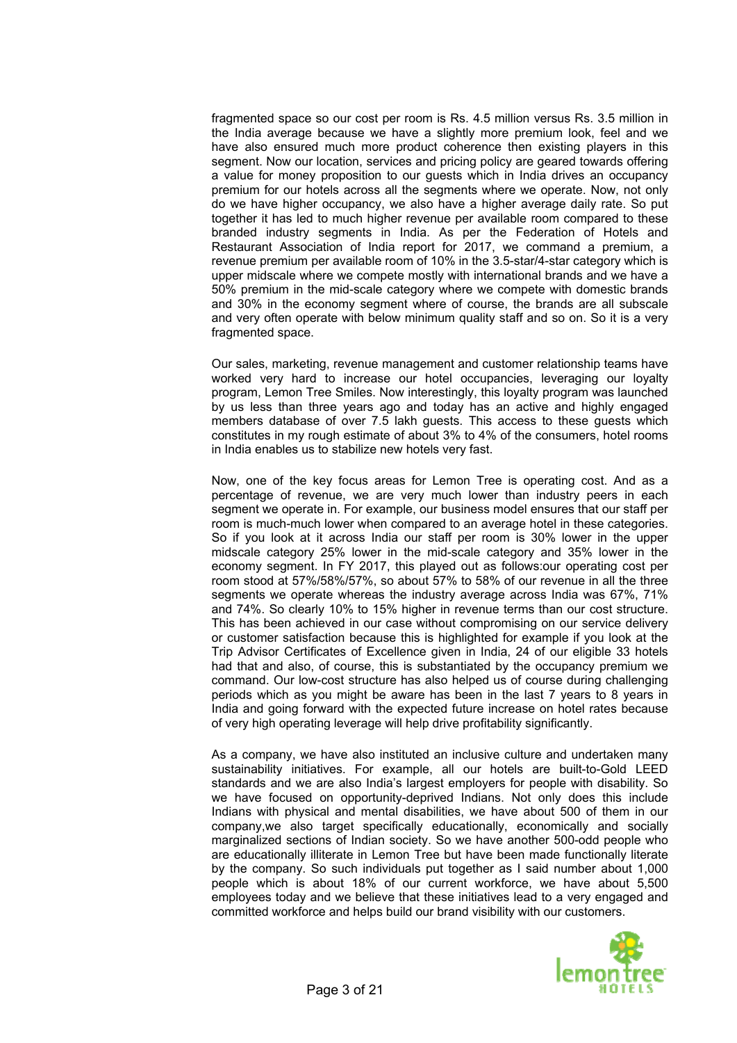fragmented space so our cost per room is Rs. 4.5 million versus Rs. 3.5 million in the India average because we have a slightly more premium look, feel and we have also ensured much more product coherence then existing players in this segment. Now our location, services and pricing policy are geared towards offering a value for money proposition to our guests which in India drives an occupancy premium for our hotels across all the segments where we operate. Now, not only do we have higher occupancy, we also have a higher average daily rate. So put together it has led to much higher revenue per available room compared to these branded industry segments in India. As per the Federation of Hotels and Restaurant Association of India report for 2017, we command a premium, a revenue premium per available room of 10% in the 3.5-star/4-star category which is upper midscale where we compete mostly with international brands and we have a 50% premium in the mid-scale category where we compete with domestic brands and 30% in the economy segment where of course, the brands are all subscale and very often operate with below minimum quality staff and so on. So it is a very fragmented space.

Our sales, marketing, revenue management and customer relationship teams have worked very hard to increase our hotel occupancies, leveraging our loyalty program, Lemon Tree Smiles. Now interestingly, this loyalty program was launched by us less than three years ago and today has an active and highly engaged members database of over 7.5 lakh guests. This access to these guests which constitutes in my rough estimate of about 3% to 4% of the consumers, hotel rooms in India enables us to stabilize new hotels very fast.

Now, one of the key focus areas for Lemon Tree is operating cost. And as a percentage of revenue, we are very much lower than industry peers in each segment we operate in. For example, our business model ensures that our staff per room is much-much lower when compared to an average hotel in these categories. So if you look at it across India our staff per room is 30% lower in the upper midscale category 25% lower in the mid-scale category and 35% lower in the economy segment. In FY 2017, this played out as follows:our operating cost per room stood at 57%/58%/57%, so about 57% to 58% of our revenue in all the three segments we operate whereas the industry average across India was 67%, 71% and 74%. So clearly 10% to 15% higher in revenue terms than our cost structure. This has been achieved in our case without compromising on our service delivery or customer satisfaction because this is highlighted for example if you look at the Trip Advisor Certificates of Excellence given in India, 24 of our eligible 33 hotels had that and also, of course, this is substantiated by the occupancy premium we command. Our low-cost structure has also helped us of course during challenging periods which as you might be aware has been in the last 7 years to 8 years in India and going forward with the expected future increase on hotel rates because of very high operating leverage will help drive profitability significantly.

As a company, we have also instituted an inclusive culture and undertaken many sustainability initiatives. For example, all our hotels are built-to-Gold LEED standards and we are also India's largest employers for people with disability. So we have focused on opportunity-deprived Indians. Not only does this include Indians with physical and mental disabilities, we have about 500 of them in our company,we also target specifically educationally, economically and socially marginalized sections of Indian society. So we have another 500-odd people who are educationally illiterate in Lemon Tree but have been made functionally literate by the company. So such individuals put together as I said number about 1,000 people which is about 18% of our current workforce, we have about 5,500 employees today and we believe that these initiatives lead to a very engaged and committed workforce and helps build our brand visibility with our customers.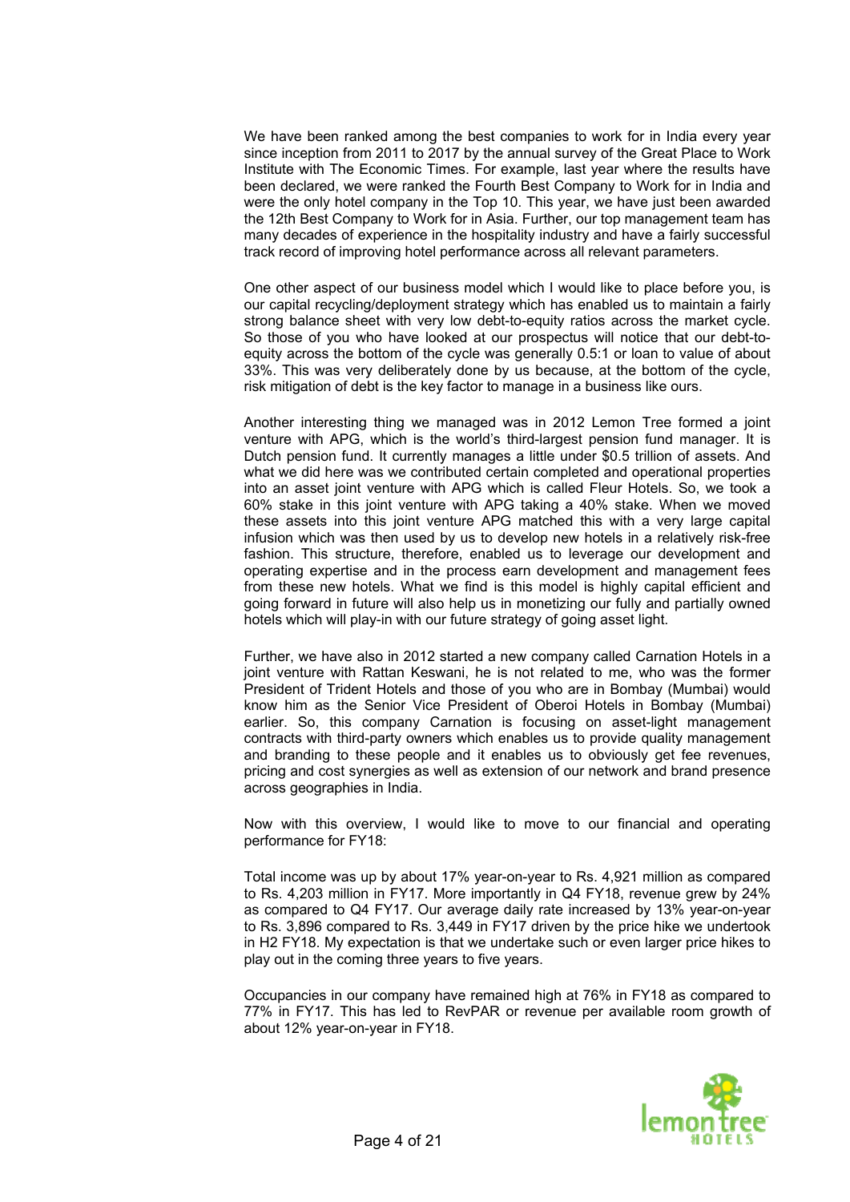We have been ranked among the best companies to work for in India every year since inception from 2011 to 2017 by the annual survey of the Great Place to Work Institute with The Economic Times. For example, last year where the results have been declared, we were ranked the Fourth Best Company to Work for in India and were the only hotel company in the Top 10. This year, we have just been awarded the 12th Best Company to Work for in Asia. Further, our top management team has many decades of experience in the hospitality industry and have a fairly successful track record of improving hotel performance across all relevant parameters.

One other aspect of our business model which I would like to place before you, is our capital recycling/deployment strategy which has enabled us to maintain a fairly strong balance sheet with very low debt-to-equity ratios across the market cycle. So those of you who have looked at our prospectus will notice that our debt-to-equity across the bottom of the cycle was generally 0.5:1 or loan to value of about 33%. This was very deliberately done by us because, at the bottom of the cycle, risk mitigation of debt is the key factor to manage in a business like ours.

Another interesting thing we managed was in 2012 Lemon Tree formed a joint venture with APG, which is the world's third-largest pension fund manager. It is Dutch pension fund. It currently manages a little under \$0.5 trillion of assets. And what we did here was we contributed certain completed and operational properties into an asset joint venture with APG which is called Fleur Hotels. So, we took a 60% stake in this joint venture with APG taking a 40% stake. When we moved these assets into this joint venture APG matched this with a very large capital infusion which was then used by us to develop new hotels in a relatively risk-free fashion. This structure, therefore, enabled us to leverage our development and operating expertise and in the process earn development and management fees from these new hotels. What we find is this model is highly capital efficient and going forward in future will also help us in monetizing our fully and partially owned hotels which will play-in with our future strategy of going asset light.

Further, we have also in 2012 started a new company called Carnation Hotels in a joint venture with Rattan Keswani, he is not related to me, who was the former President of Trident Hotels and those of you who are in Bombay (Mumbai) would know him as the Senior Vice President of Oberoi Hotels in Bombay (Mumbai) earlier. So, this company Carnation is focusing on asset-light management contracts with third-party owners which enables us to provide quality management and branding to these people and it enables us to obviously get fee revenues, pricing and cost synergies as well as extension of our network and brand presence across geographies in India.

Now with this overview, I would like to move to our financial and operating performance for FY18:

Total income was up by about 17% year-on-year to Rs. 4,921 million as compared to Rs. 4,203 million in FY17. More importantly in Q4 FY18, revenue grew by 24% as compared to Q4 FY17. Our average daily rate increased by 13% year-on-year to Rs. 3,896 compared to Rs. 3,449 in FY17 driven by the price hike we undertook in H2 FY18. My expectation is that we undertake such or even larger price hikes to play out in the coming three years to five years.

Occupancies in our company have remained high at 76% in FY18 as compared to 77% in FY17. This has led to RevPAR or revenue per available room growth of about 12% year-on-year in FY18.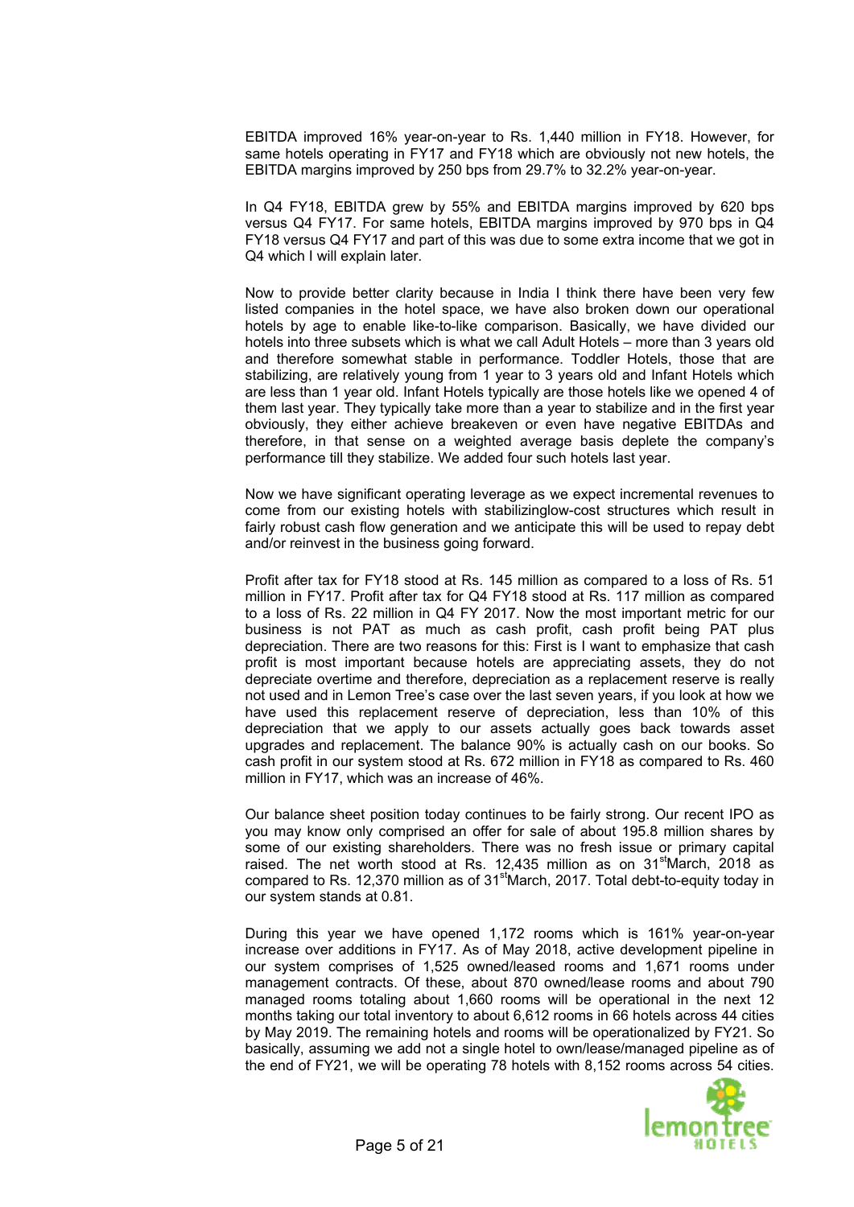EBITDA improved 16% year-on-year to Rs. 1,440 million in FY18. However, for same hotels operating in FY17 and FY18 which are obviously not new hotels, the EBITDA margins improved by 250 bps from 29.7% to 32.2% year-on-year.

In Q4 FY18, EBITDA grew by 55% and EBITDA margins improved by 620 bps versus Q4 FY17. For same hotels, EBITDA margins improved by 970 bps in Q4 FY18 versus Q4 FY17 and part of this was due to some extra income that we got in Q4 which I will explain later.

Now to provide better clarity because in India I think there have been very few listed companies in the hotel space, we have also broken down our operational hotels by age to enable like-to-like comparison. Basically, we have divided our hotels into three subsets which is what we call Adult Hotels – more than 3 years old and therefore somewhat stable in performance. Toddler Hotels, those that are stabilizing, are relatively young from 1 year to 3 years old and Infant Hotels which are less than 1 year old. Infant Hotels typically are those hotels like we opened 4 of them last year. They typically take more than a year to stabilize and in the first year obviously, they either achieve breakeven or even have negative EBITDAs and therefore, in that sense on a weighted average basis deplete the company's performance till they stabilize. We added four such hotels last year.

Now we have significant operating leverage as we expect incremental revenues to come from our existing hotels with stabilizinglow-cost structures which result in fairly robust cash flow generation and we anticipate this will be used to repay debt and/or reinvest in the business going forward.

Profit after tax for FY18 stood at Rs. 145 million as compared to a loss of Rs. 51 million in FY17. Profit after tax for Q4 FY18 stood at Rs. 117 million as compared to a loss of Rs. 22 million in Q4 FY 2017. Now the most important metric for our business is not PAT as much as cash profit, cash profit being PAT plus depreciation. There are two reasons for this: First is I want to emphasize that cash profit is most important because hotels are appreciating assets, they do not depreciate overtime and therefore, depreciation as a replacement reserve is really not used and in Lemon Tree's case over the last seven years, if you look at how we have used this replacement reserve of depreciation, less than 10% of this depreciation that we apply to our assets actually goes back towards asset upgrades and replacement. The balance 90% is actually cash on our books. So cash profit in our system stood at Rs. 672 million in FY18 as compared to Rs. 460 million in FY17, which was an increase of 46%.

Our balance sheet position today continues to be fairly strong. Our recent IPO as you may know only comprised an offer for sale of about 195.8 million shares by some of our existing shareholders. There was no fresh issue or primary capital raised. The net worth stood at Rs. 12,435 million as on 31st March, 2018 as compared to Rs. 12,370 million as of 31st March, 2017. Total debt-to-equity today in our system stands at 0.81.

During this year we have opened 1,172 rooms which is 161% year-on-year increase over additions in FY17. As of May 2018, active development pipeline in our system comprises of 1,525 owned/leased rooms and 1,671 rooms under management contracts. Of these, about 870 owned/lease rooms and about 790 managed rooms totaling about 1,660 rooms will be operational in the next 12 months taking our total inventory to about 6,612 rooms in 66 hotels across 44 cities by May 2019. The remaining hotels and rooms will be operationalized by FY21. So basically, assuming we add not a single hotel to own/lease/managed pipeline as of the end of FY21, we will be operating 78 hotels with 8,152 rooms across 54 cities.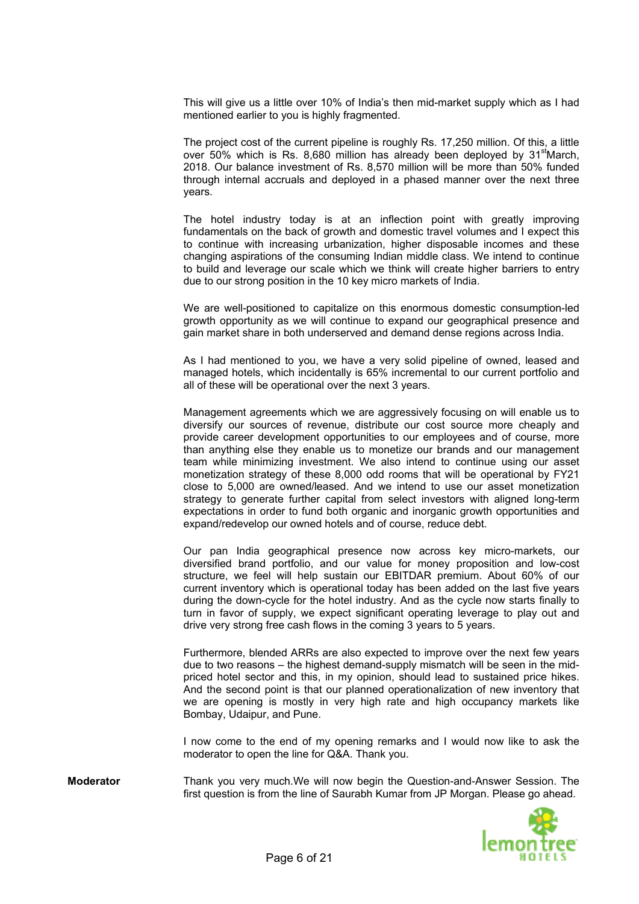This will give us a little over 10% of India's then mid-market supply which as I had mentioned earlier to you is highly fragmented.

The project cost of the current pipeline is roughly Rs. 17,250 million. Of this, a little over 50% which is Rs. 8,680 million has already been deployed by 31st March, 2018. Our balance investment of Rs. 8,570 million will be more than 50% funded through internal accruals and deployed in a phased manner over the next three years.

The hotel industry today is at an inflection point with greatly improving fundamentals on the back of growth and domestic travel volumes and I expect this to continue with increasing urbanization, higher disposable incomes and these changing aspirations of the consuming Indian middle class. We intend to continue to build and leverage our scale which we think will create higher barriers to entry due to our strong position in the 10 key micro markets of India.

We are well-positioned to capitalize on this enormous domestic consumption-led growth opportunity as we will continue to expand our geographical presence and gain market share in both underserved and demand dense regions across India.

As I had mentioned to you, we have a very solid pipeline of owned, leased and managed hotels, which incidentally is 65% incremental to our current portfolio and all of these will be operational over the next 3 years.

Management agreements which we are aggressively focusing on will enable us to diversify our sources of revenue, distribute our cost source more cheaply and provide career development opportunities to our employees and of course, more than anything else they enable us to monetize our brands and our management team while minimizing investment. We also intend to continue using our asset monetization strategy of these 8,000 odd rooms that will be operational by FY21 close to 5,000 are owned/leased. And we intend to use our asset monetization strategy to generate further capital from select investors with aligned long-term expectations in order to fund both organic and inorganic growth opportunities and expand/redevelop our owned hotels and of course, reduce debt.

Our pan India geographical presence now across key micro-markets, our diversified brand portfolio, and our value for money proposition and low-cost structure, we feel will help sustain our EBITDAR premium. About 60% of our current inventory which is operational today has been added on the last five years during the down-cycle for the hotel industry. And as the cycle now starts finally to turn in favor of supply, we expect significant operating leverage to play out and drive very strong free cash flows in the coming 3 years to 5 years.

Furthermore, blended ARRs are also expected to improve over the next few years due to two reasons – the highest demand-supply mismatch will be seen in the mid-priced hotel sector and this, in my opinion, should lead to sustained price hikes. And the second point is that our planned operationalization of new inventory that we are opening is mostly in very high rate and high occupancy markets like Bombay, Udaipur, and Pune.

I now come to the end of my opening remarks and I would now like to ask the moderator to open the line for Q&A. Thank you.

**Moderator** Thank you very much.We will now begin the Question-and-Answer Session. The first question is from the line of Saurabh Kumar from JP Morgan. Please go ahead.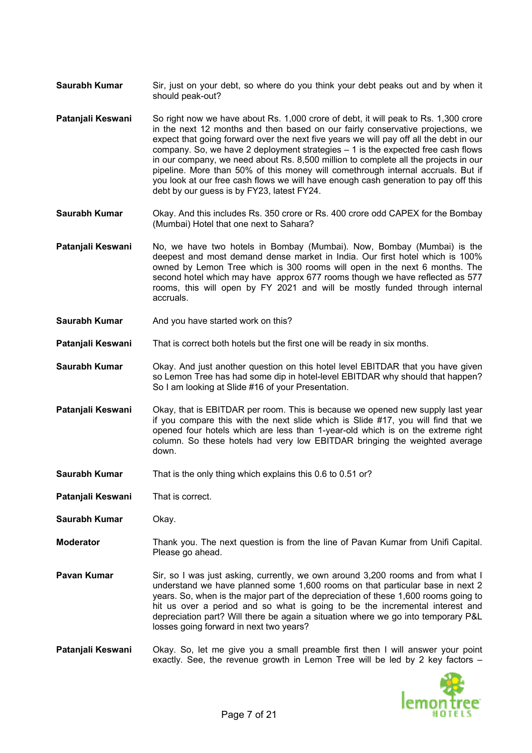**Saurabh Kumar** Sir, just on your debt, so where do you think your debt peaks out and by when it should peak-out?

**Patanjali Keswani** So right now we have about Rs. 1,000 crore of debt, it will peak to Rs. 1,300 crore in the next 12 months and then based on our fairly conservative projections, we expect that going forward over the next five years we will pay off all the debt in our company. So, we have 2 deployment strategies – 1 is the expected free cash flows in our company, we need about Rs. 8,500 million to complete all the projects in our pipeline. More than 50% of this money will comethrough internal accruals. But if you look at our free cash flows we will have enough cash generation to pay off this debt by our guess is by FY23, latest FY24.

**Saurabh Kumar** Okay. And this includes Rs. 350 crore or Rs. 400 crore odd CAPEX for the Bombay (Mumbai) Hotel that one next to Sahara?

**Patanjali Keswani** No, we have two hotels in Bombay (Mumbai). Now, Bombay (Mumbai) is the deepest and most demand dense market in India. Our first hotel which is 100% owned by Lemon Tree which is 300 rooms will open in the next 6 months. The second hotel which may have approx 677 rooms though we have reflected as 577 rooms, this will open by FY 2021 and will be mostly funded through internal accruals.

**Saurabh Kumar** And you have started work on this?

**Patanjali Keswani** That is correct both hotels but the first one will be ready in six months.

**Saurabh Kumar** Okay. And just another question on this hotel level EBITDAR that you have given so Lemon Tree has had some dip in hotel-level EBITDAR why should that happen? So I am looking at Slide #16 of your Presentation.

**Patanjali Keswani** Okay, that is EBITDAR per room. This is because we opened new supply last year if you compare this with the next slide which is Slide #17, you will find that we opened four hotels which are less than 1-year-old which is on the extreme right column. So these hotels had very low EBITDAR bringing the weighted average down.

**Saurabh Kumar** That is the only thing which explains this 0.6 to 0.51 or?

**Patanjali Keswani** That is correct.

**Saurabh Kumar** Okay.

**Moderator** Thank you. The next question is from the line of Pavan Kumar from Unifi Capital. Please go ahead.

**Pavan Kumar** Sir, so I was just asking, currently, we own around 3,200 rooms and from what I understand we have planned some 1,600 rooms on that particular base in next 2 years. So, when is the major part of the depreciation of these 1,600 rooms going to hit us over a period and so what is going to be the incremental interest and depreciation part? Will there be again a situation where we go into temporary P&L losses going forward in next two years?

**Patanjali Keswani** Okay. So, let me give you a small preamble first then I will answer your point exactly. See, the revenue growth in Lemon Tree will be led by 2 key factors –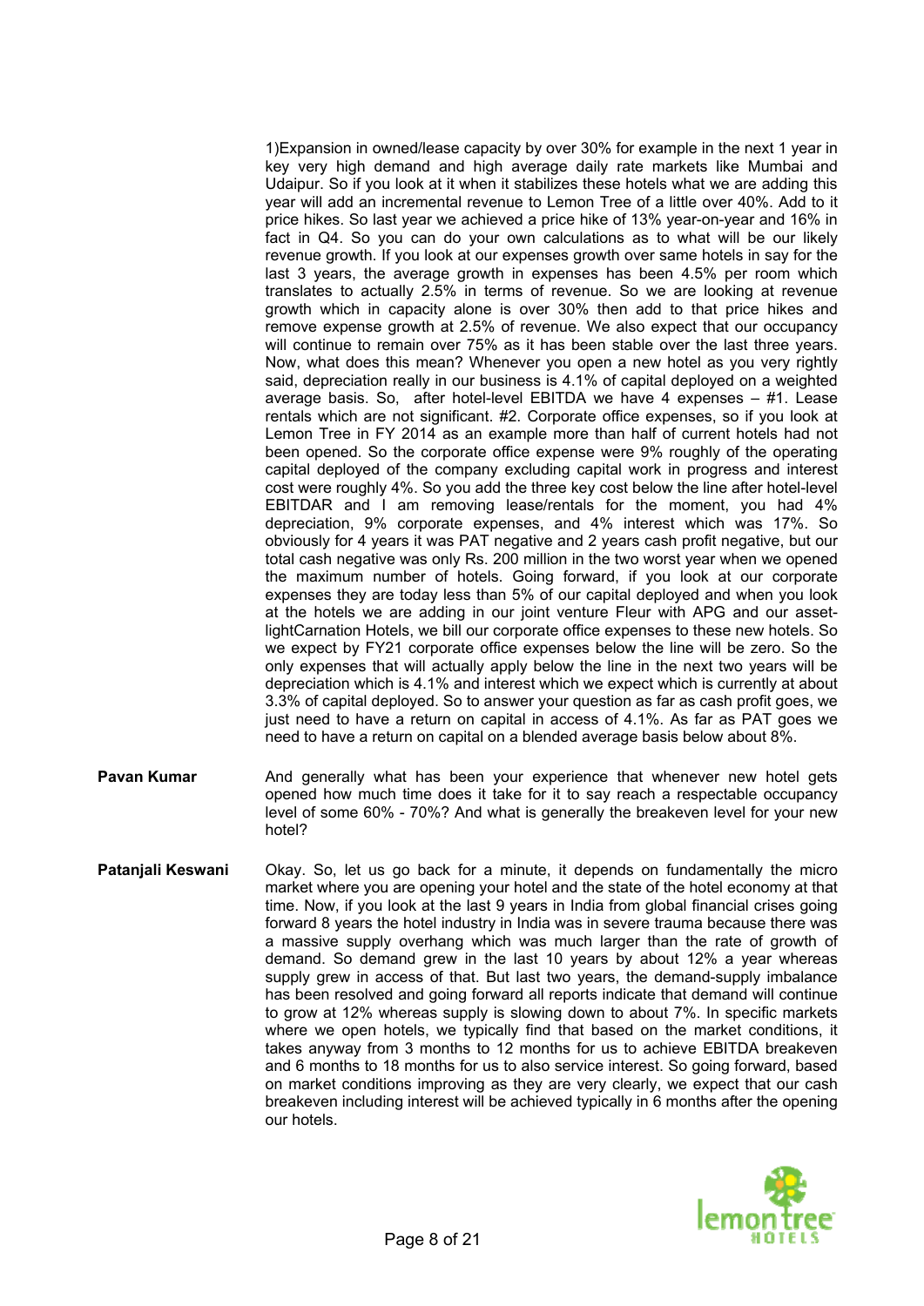1)Expansion in owned/lease capacity by over 30% for example in the next 1 year in key very high demand and high average daily rate markets like Mumbai and Udaipur. So if you look at it when it stabilizes these hotels what we are adding this year will add an incremental revenue to Lemon Tree of a little over 40%. Add to it price hikes. So last year we achieved a price hike of 13% year-on-year and 16% in fact in Q4. So you can do your own calculations as to what will be our likely revenue growth. If you look at our expenses growth over same hotels in say for the last 3 years, the average growth in expenses has been 4.5% per room which translates to actually 2.5% in terms of revenue. So we are looking at revenue growth which in capacity alone is over 30% then add to that price hikes and remove expense growth at 2.5% of revenue. We also expect that our occupancy will continue to remain over 75% as it has been stable over the last three years. Now, what does this mean? Whenever you open a new hotel as you very rightly said, depreciation really in our business is 4.1% of capital deployed on a weighted average basis. So, after hotel-level EBITDA we have 4 expenses – #1. Lease rentals which are not significant. #2. Corporate office expenses, so if you look at Lemon Tree in FY 2014 as an example more than half of current hotels had not been opened. So the corporate office expense were 9% roughly of the operating capital deployed of the company excluding capital work in progress and interest cost were roughly 4%. So you add the three key cost below the line after hotel-level EBITDAR and I am removing lease/rentals for the moment, you had 4% depreciation, 9% corporate expenses, and 4% interest which was 17%. So obviously for 4 years it was PAT negative and 2 years cash profit negative, but our total cash negative was only Rs. 200 million in the two worst year when we opened the maximum number of hotels. Going forward, if you look at our corporate expenses they are today less than 5% of our capital deployed and when you look at the hotels we are adding in our joint venture Fleur with APG and our asset-lightCarnation Hotels, we bill our corporate office expenses to these new hotels. So we expect by FY21 corporate office expenses below the line will be zero. So the only expenses that will actually apply below the line in the next two years will be depreciation which is 4.1% and interest which we expect which is currently at about 3.3% of capital deployed. So to answer your question as far as cash profit goes, we just need to have a return on capital in access of 4.1%. As far as PAT goes we need to have a return on capital on a blended average basis below about 8%.

**Pavan Kumar** And generally what has been your experience that whenever new hotel gets opened how much time does it take for it to say reach a respectable occupancy level of some 60% - 70%? And what is generally the breakeven level for your new hotel?

**Patanjali Keswani** Okay. So, let us go back for a minute, it depends on fundamentally the micro market where you are opening your hotel and the state of the hotel economy at that time. Now, if you look at the last 9 years in India from global financial crises going forward 8 years the hotel industry in India was in severe trauma because there was a massive supply overhang which was much larger than the rate of growth of demand. So demand grew in the last 10 years by about 12% a year whereas supply grew in access of that. But last two years, the demand-supply imbalance has been resolved and going forward all reports indicate that demand will continue to grow at 12% whereas supply is slowing down to about 7%. In specific markets where we open hotels, we typically find that based on the market conditions, it takes anyway from 3 months to 12 months for us to achieve EBITDA breakeven and 6 months to 18 months for us to also service interest. So going forward, based on market conditions improving as they are very clearly, we expect that our cash breakeven including interest will be achieved typically in 6 months after the opening our hotels.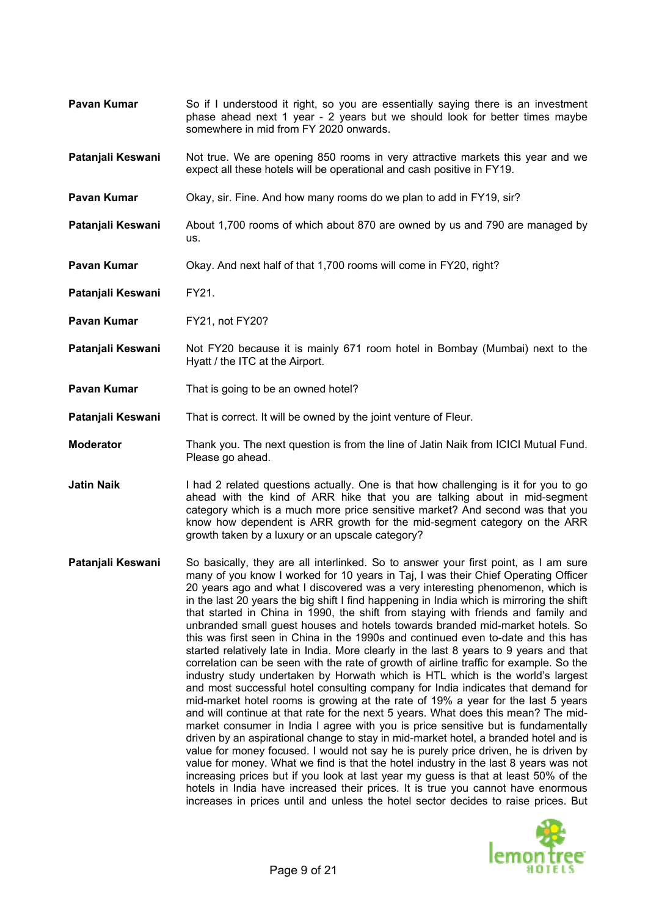**Pavan Kumar** So if I understood it right, so you are essentially saying there is an investment phase ahead next 1 year - 2 years but we should look for better times maybe somewhere in mid from FY 2020 onwards.

**Patanjali Keswani** Not true. We are opening 850 rooms in very attractive markets this year and we expect all these hotels will be operational and cash positive in FY19.

**Pavan Kumar** Okay, sir. Fine. And how many rooms do we plan to add in FY19, sir?

**Patanjali Keswani** About 1,700 rooms of which about 870 are owned by us and 790 are managed by us.

**Pavan Kumar** Okay. And next half of that 1,700 rooms will come in FY20, right?

**Patanjali Keswani** FY21.

**Pavan Kumar** FY21, not FY20?

**Patanjali Keswani** Not FY20 because it is mainly 671 room hotel in Bombay (Mumbai) next to the Hyatt / the ITC at the Airport.

**Pavan Kumar** That is going to be an owned hotel?

**Patanjali Keswani** That is correct. It will be owned by the joint venture of Fleur.

**Moderator** Thank you. The next question is from the line of Jatin Naik from ICICI Mutual Fund. Please go ahead.

**Jatin Naik** I had 2 related questions actually. One is that how challenging is it for you to go ahead with the kind of ARR hike that you are talking about in mid-segment category which is a much more price sensitive market? And second was that you know how dependent is ARR growth for the mid-segment category on the ARR growth taken by a luxury or an upscale category?

**Patanjali Keswani** So basically, they are all interlinked. So to answer your first point, as I am sure many of you know I worked for 10 years in Taj, I was their Chief Operating Officer 20 years ago and what I discovered was a very interesting phenomenon, which is in the last 20 years the big shift I find happening in India which is mirroring the shift that started in China in 1990, the shift from staying with friends and family and unbranded small guest houses and hotels towards branded mid-market hotels. So this was first seen in China in the 1990s and continued even to-date and this has started relatively late in India. More clearly in the last 8 years to 9 years and that correlation can be seen with the rate of growth of airline traffic for example. So the industry study undertaken by Horwath which is HTL which is the world's largest and most successful hotel consulting company for India indicates that demand for mid-market hotel rooms is growing at the rate of 19% a year for the last 5 years and will continue at that rate for the next 5 years. What does this mean? The mid-market consumer in India I agree with you is price sensitive but is fundamentally driven by an aspirational change to stay in mid-market hotel, a branded hotel and is value for money focused. I would not say he is purely price driven, he is driven by value for money. What we find is that the hotel industry in the last 8 years was not increasing prices but if you look at last year my guess is that at least 50% of the hotels in India have increased their prices. It is true you cannot have enormous increases in prices until and unless the hotel sector decides to raise prices. But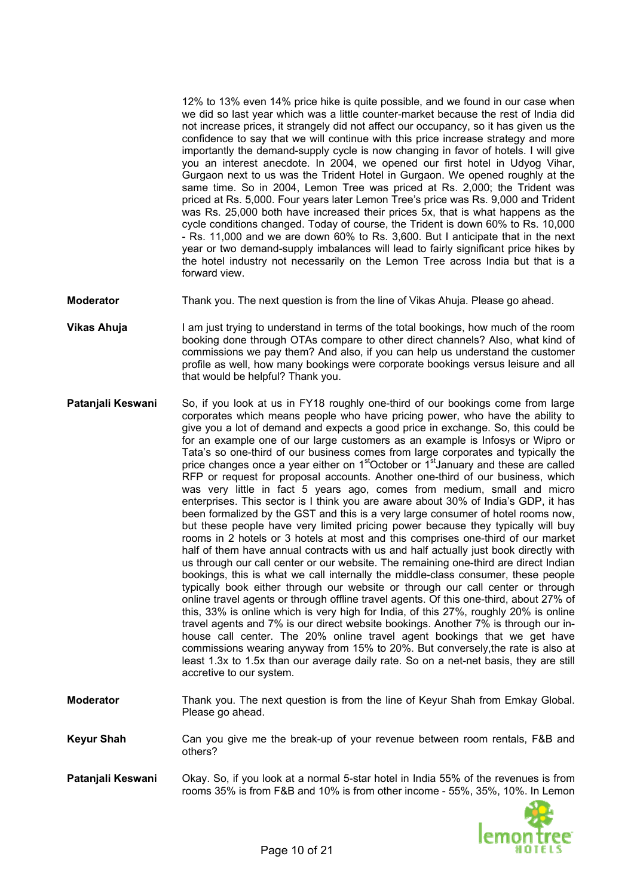12% to 13% even 14% price hike is quite possible, and we found in our case when we did so last year which was a little counter-market because the rest of India did not increase prices, it strangely did not affect our occupancy, so it has given us the confidence to say that we will continue with this price increase strategy and more importantly the demand-supply cycle is now changing in favor of hotels. I will give you an interest anecdote. In 2004, we opened our first hotel in Udyog Vihar, Gurgaon next to us was the Trident Hotel in Gurgaon. We opened roughly at the same time. So in 2004, Lemon Tree was priced at Rs. 2,000; the Trident was priced at Rs. 5,000. Four years later Lemon Tree's price was Rs. 9,000 and Trident was Rs. 25,000 both have increased their prices 5x, that is what happens as the cycle conditions changed. Today of course, the Trident is down 60% to Rs. 10,000 - Rs. 11,000 and we are down 60% to Rs. 3,600. But I anticipate that in the next year or two demand-supply imbalances will lead to fairly significant price hikes by the hotel industry not necessarily on the Lemon Tree across India but that is a forward view.

**Moderator** Thank you. The next question is from the line of Vikas Ahuja. Please go ahead.

**Vikas Ahuja** I am just trying to understand in terms of the total bookings, how much of the room booking done through OTAs compare to other direct channels? Also, what kind of commissions we pay them? And also, if you can help us understand the customer profile as well, how many bookings were corporate bookings versus leisure and all that would be helpful? Thank you.

**Patanjali Keswani** So, if you look at us in FY18 roughly one-third of our bookings come from large corporates which means people who have pricing power, who have the ability to give you a lot of demand and expects a good price in exchange. So, this could be for an example one of our large customers as an example is Infosys or Wipro or Tata's so one-third of our business comes from large corporates and typically the price changes once a year either on 1st October or 1st January and these are called RFP or request for proposal accounts. Another one-third of our business, which was very little in fact 5 years ago, comes from medium, small and micro enterprises. This sector is I think you are aware about 30% of India's GDP, it has been formalized by the GST and this is a very large consumer of hotel rooms now, but these people have very limited pricing power because they typically will buy rooms in 2 hotels or 3 hotels at most and this comprises one-third of our market half of them have annual contracts with us and half actually just book directly with us through our call center or our website. The remaining one-third are direct Indian bookings, this is what we call internally the middle-class consumer, these people typically book either through our website or through our call center or through online travel agents or through offline travel agents. Of this one-third, about 27% of this, 33% is online which is very high for India, of this 27%, roughly 20% is online travel agents and 7% is our direct website bookings. Another 7% is through our in-house call center. The 20% online travel agent bookings that we get have commissions wearing anyway from 15% to 20%. But conversely,the rate is also at least 1.3x to 1.5x than our average daily rate. So on a net-net basis, they are still accretive to our system.

**Moderator** Thank you. The next question is from the line of Keyur Shah from Emkay Global. Please go ahead.

**Keyur Shah** Can you give me the break-up of your revenue between room rentals, F&B and others?

**Patanjali Keswani** Okay. So, if you look at a normal 5-star hotel in India 55% of the revenues is from rooms 35% is from F&B and 10% is from other income - 55%, 35%, 10%. In Lemon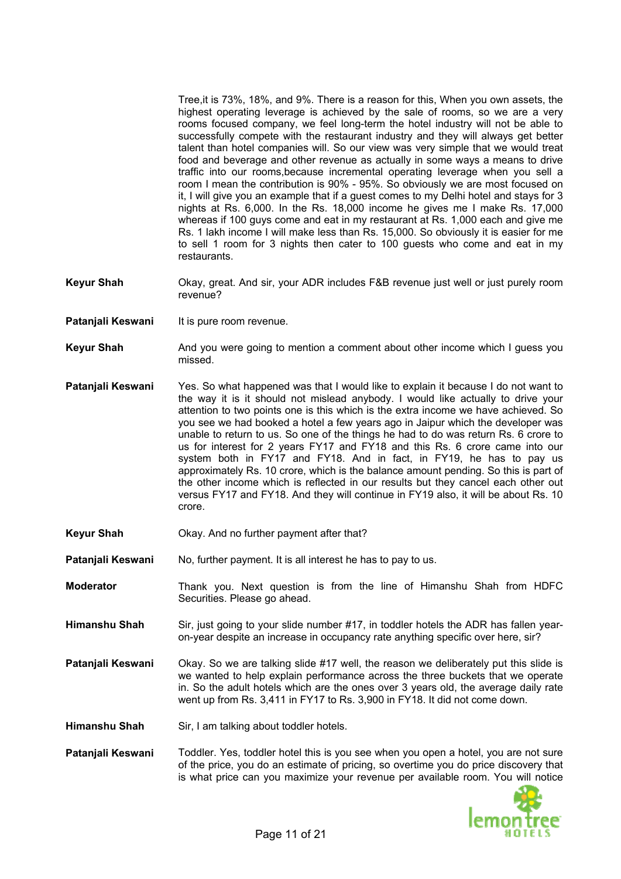Tree,it is 73%, 18%, and 9%. There is a reason for this, When you own assets, the highest operating leverage is achieved by the sale of rooms, so we are a very rooms focused company, we feel long-term the hotel industry will not be able to successfully compete with the restaurant industry and they will always get better talent than hotel companies will. So our view was very simple that we would treat food and beverage and other revenue as actually in some ways a means to drive traffic into our rooms,because incremental operating leverage when you sell a room I mean the contribution is 90% - 95%. So obviously we are most focused on it, I will give you an example that if a guest comes to my Delhi hotel and stays for 3 nights at Rs. 6,000. In the Rs. 18,000 income he gives me I make Rs. 17,000 whereas if 100 guys come and eat in my restaurant at Rs. 1,000 each and give me Rs. 1 lakh income I will make less than Rs. 15,000. So obviously it is easier for me to sell 1 room for 3 nights then cater to 100 guests who come and eat in my restaurants.

**Keyur Shah** Okay, great. And sir, your ADR includes F&B revenue just well or just purely room revenue?

**Patanjali Keswani** It is pure room revenue.

**Keyur Shah** And you were going to mention a comment about other income which I guess you missed.

**Patanjali Keswani** Yes. So what happened was that I would like to explain it because I do not want to the way it is it should not mislead anybody. I would like actually to drive your attention to two points one is this which is the extra income we have achieved. So you see we had booked a hotel a few years ago in Jaipur which the developer was unable to return to us. So one of the things he had to do was return Rs. 6 crore to us for interest for 2 years FY17 and FY18 and this Rs. 6 crore came into our system both in FY17 and FY18. And in fact, in FY19, he has to pay us approximately Rs. 10 crore, which is the balance amount pending. So this is part of the other income which is reflected in our results but they cancel each other out versus FY17 and FY18. And they will continue in FY19 also, it will be about Rs. 10 crore.

**Keyur Shah** Okay. And no further payment after that?

**Patanjali Keswani** No, further payment. It is all interest he has to pay to us.

**Moderator** Thank you. Next question is from the line of Himanshu Shah from HDFC Securities. Please go ahead.

**Himanshu Shah** Sir, just going to your slide number #17, in toddler hotels the ADR has fallen year-on-year despite an increase in occupancy rate anything specific over here, sir?

**Patanjali Keswani** Okay. So we are talking slide #17 well, the reason we deliberately put this slide is we wanted to help explain performance across the three buckets that we operate in. So the adult hotels which are the ones over 3 years old, the average daily rate went up from Rs. 3,411 in FY17 to Rs. 3,900 in FY18. It did not come down.

**Himanshu Shah** Sir, I am talking about toddler hotels.

**Patanjali Keswani** Toddler. Yes, toddler hotel this is you see when you open a hotel, you are not sure of the price, you do an estimate of pricing, so overtime you do price discovery that is what price can you maximize your revenue per available room. You will notice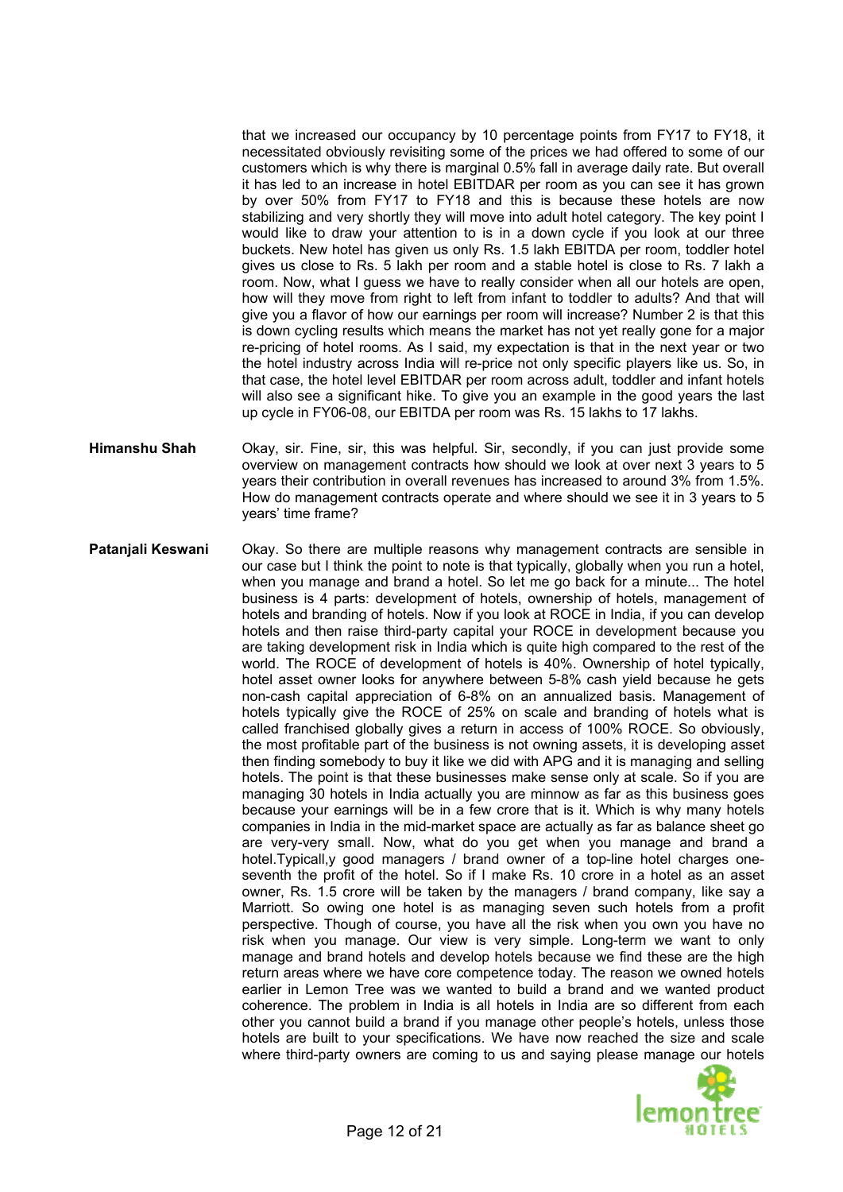that we increased our occupancy by 10 percentage points from FY17 to FY18, it necessitated obviously revisiting some of the prices we had offered to some of our customers which is why there is marginal 0.5% fall in average daily rate. But overall it has led to an increase in hotel EBITDAR per room as you can see it has grown by over 50% from FY17 to FY18 and this is because these hotels are now stabilizing and very shortly they will move into adult hotel category. The key point I would like to draw your attention to is in a down cycle if you look at our three buckets. New hotel has given us only Rs. 1.5 lakh EBITDA per room, toddler hotel gives us close to Rs. 5 lakh per room and a stable hotel is close to Rs. 7 lakh a room. Now, what I guess we have to really consider when all our hotels are open, how will they move from right to left from infant to toddler to adults? And that will give you a flavor of how our earnings per room will increase? Number 2 is that this is down cycling results which means the market has not yet really gone for a major re-pricing of hotel rooms. As I said, my expectation is that in the next year or two the hotel industry across India will re-price not only specific players like us. So, in that case, the hotel level EBITDAR per room across adult, toddler and infant hotels will also see a significant hike. To give you an example in the good years the last up cycle in FY06-08, our EBITDA per room was Rs. 15 lakhs to 17 lakhs.

**Himanshu Shah**: Okay, sir. Fine, sir, this was helpful. Sir, secondly, if you can just provide some overview on management contracts how should we look at over next 3 years to 5 years their contribution in overall revenues has increased to around 3% from 1.5%. How do management contracts operate and where should we see it in 3 years to 5 years' time frame?

**Patanjali Keswani**: Okay. So there are multiple reasons why management contracts are sensible in our case but I think the point to note is that typically, globally when you run a hotel, when you manage and brand a hotel. So let me go back for a minute... The hotel business is 4 parts: development of hotels, ownership of hotels, management of hotels and branding of hotels. Now if you look at ROCE in India, if you can develop hotels and then raise third-party capital your ROCE in development because you are taking development risk in India which is quite high compared to the rest of the world. The ROCE of development of hotels is 40%. Ownership of hotel typically, hotel asset owner looks for anywhere between 5-8% cash yield because he gets non-cash capital appreciation of 6-8% on an annualized basis. Management of hotels typically give the ROCE of 25% on scale and branding of hotels what is called franchised globally gives a return in access of 100% ROCE. So obviously, the most profitable part of the business is not owning assets, it is developing asset then finding somebody to buy it like we did with APG and it is managing and selling hotels. The point is that these businesses make sense only at scale. So if you are managing 30 hotels in India actually you are minnow as far as this business goes because your earnings will be in a few crore that is it. Which is why many hotels companies in India in the mid-market space are actually as far as balance sheet go are very-very small. Now, what do you get when you manage and brand a hotel.Typical,y good managers / brand owner of a top-line hotel charges one-seventh the profit of the hotel. So if I make Rs. 10 crore in a hotel as an asset owner, Rs. 1.5 crore will be taken by the managers / brand company, like say a Marriott. So owing one hotel is as managing seven such hotels from a profit perspective. Though of course, you have all the risk when you own you have no risk when you manage. Our view is very simple. Long-term we want to only manage and brand hotels and develop hotels because we find these are the high return areas where we have core competence today. The reason we owned hotels earlier in Lemon Tree was we wanted to build a brand and we wanted product coherence. The problem in India is all hotels in India are so different from each other you cannot build a brand if you manage other people's hotels, unless those hotels are built to your specifications. We have now reached the size and scale where third-party owners are coming to us and saying please manage our hotels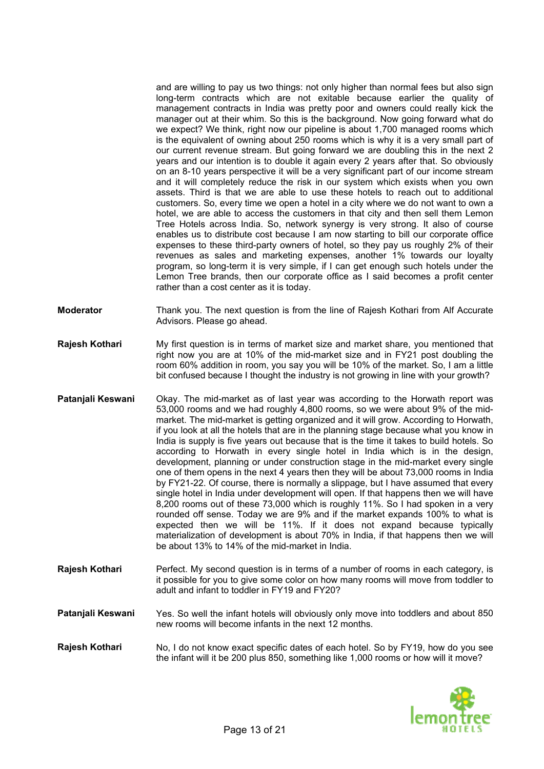and are willing to pay us two things: not only higher than normal fees but also sign long-term contracts which are not exitable because earlier the quality of management contracts in India was pretty poor and owners could really kick the manager out at their whim. So this is the background. Now going forward what do we expect? We think, right now our pipeline is about 1,700 managed rooms which is the equivalent of owning about 250 rooms which is why it is a very small part of our current revenue stream. But going forward we are doubling this in the next 2 years and our intention is to double it again every 2 years after that. So obviously on an 8-10 years perspective it will be a very significant part of our income stream and it will completely reduce the risk in our system which exists when you own assets. Third is that we are able to use these hotels to reach out to additional customers. So, every time we open a hotel in a city where we do not want to own a hotel, we are able to access the customers in that city and then sell them Lemon Tree Hotels across India. So, network synergy is very strong. It also of course enables us to distribute cost because I am now starting to bill our corporate office expenses to these third-party owners of hotel, so they pay us roughly 2% of their revenues as sales and marketing expenses, another 1% towards our loyalty program, so long-term it is very simple, if I can get enough such hotels under the Lemon Tree brands, then our corporate office as I said becomes a profit center rather than a cost center as it is today.

**Moderator**: Thank you. The next question is from the line of Rajesh Kothari from Alf Accurate Advisors. Please go ahead.

**Rajesh Kothari**: My first question is in terms of market size and market share, you mentioned that right now you are at 10% of the mid-market size and in FY21 post doubling the room 60% addition in room, you say you will be 10% of the market. So, I am a little bit confused because I thought the industry is not growing in line with your growth?

**Patanjali Keswani**: Okay. The mid-market as of last year was according to the Horwath report was 53,000 rooms and we had roughly 4,800 rooms, so we were about 9% of the mid-market. The mid-market is getting organized and it will grow. According to Horwath, if you look at all the hotels that are in the planning stage because what you know in India is supply is five years out because that is the time it takes to build hotels. So according to Horwath in every single hotel in India which is in the design, development, planning or under construction stage in the mid-market every single one of them opens in the next 4 years then they will be about 73,000 rooms in India by FY21-22. Of course, there is normally a slippage, but I have assumed that every single hotel in India under development will open. If that happens then we will have 8,200 rooms out of these 73,000 which is roughly 11%. So I had spoken in a very rounded off sense. Today we are 9% and if the market expands 100% to what is expected then we will be 11%. If it does not expand because typically materialization of development is about 70% in India, if that happens then we will be about 13% to 14% of the mid-market in India.

**Rajesh Kothari**: Perfect. My second question is in terms of a number of rooms in each category, is it possible for you to give some color on how many rooms will move from toddler to adult and infant to toddler in FY19 and FY20?

**Patanjali Keswani**: Yes. So well the infant hotels will obviously only move into toddlers and about 850 new rooms will become infants in the next 12 months.

**Rajesh Kothari**: No, I do not know exact specific dates of each hotel. So by FY19, how do you see the infant will it be 200 plus 850, something like 1,000 rooms or how will it move?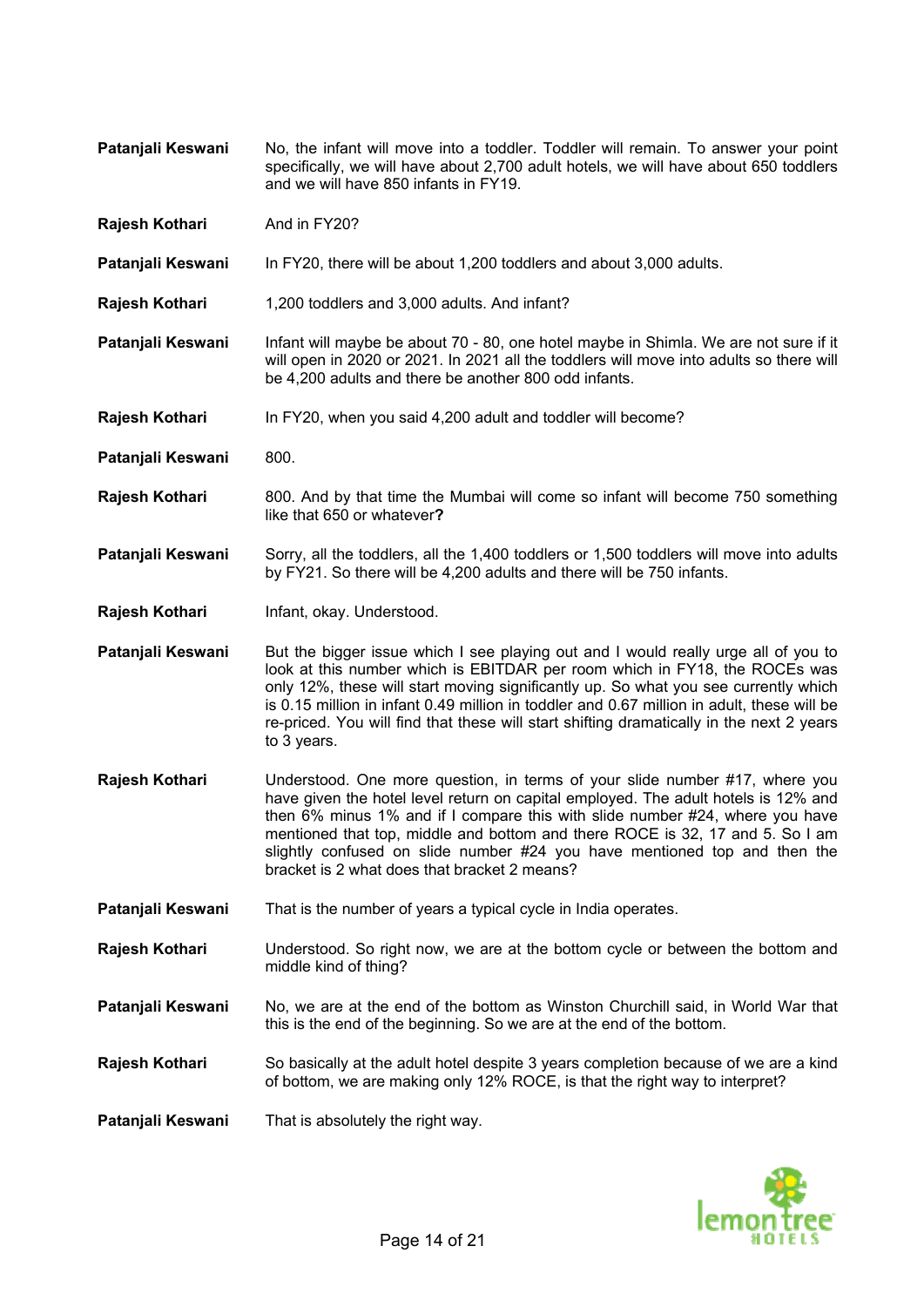**Patanjali Keswani** No, the infant will move into a toddler. Toddler will remain. To answer your point specifically, we will have about 2,700 adult hotels, we will have about 650 toddlers and we will have 850 infants in FY19.

**Rajesh Kothari** And in FY20?

**Patanjali Keswani** In FY20, there will be about 1,200 toddlers and about 3,000 adults.

**Rajesh Kothari** 1,200 toddlers and 3,000 adults. And infant?

**Patanjali Keswani** Infant will maybe be about 70 - 80, one hotel maybe in Shimla. We are not sure if it will open in 2020 or 2021. In 2021 all the toddlers will move into adults so there will be 4,200 adults and there be another 800 odd infants.

**Rajesh Kothari** In FY20, when you said 4,200 adult and toddler will become?

**Patanjali Keswani** 800.

**Rajesh Kothari** 800. And by that time the Mumbai will come so infant will become 750 something like that 650 or whatever**?**

**Patanjali Keswani** Sorry, all the toddlers, all the 1,400 toddlers or 1,500 toddlers will move into adults by FY21. So there will be 4,200 adults and there will be 750 infants.

**Rajesh Kothari** Infant, okay. Understood.

**Patanjali Keswani** But the bigger issue which I see playing out and I would really urge all of you to look at this number which is EBITDAR per room which in FY18, the ROCEs was only 12%, these will start moving significantly up. So what you see currently which is 0.15 million in infant 0.49 million in toddler and 0.67 million in adult, these will be re-priced. You will find that these will start shifting dramatically in the next 2 years to 3 years.

**Rajesh Kothari** Understood. One more question, in terms of your slide number #17, where you have given the hotel level return on capital employed. The adult hotels is 12% and then 6% minus 1% and if I compare this with slide number #24, where you have mentioned that top, middle and bottom and there ROCE is 32, 17 and 5. So I am slightly confused on slide number #24 you have mentioned top and then the bracket is 2 what does that bracket 2 means?

**Patanjali Keswani** That is the number of years a typical cycle in India operates.

**Rajesh Kothari** Understood. So right now, we are at the bottom cycle or between the bottom and middle kind of thing?

**Patanjali Keswani** No, we are at the end of the bottom as Winston Churchill said, in World War that this is the end of the beginning. So we are at the end of the bottom.

**Rajesh Kothari** So basically at the adult hotel despite 3 years completion because of we are a kind of bottom, we are making only 12% ROCE, is that the right way to interpret?

**Patanjali Keswani** That is absolutely the right way.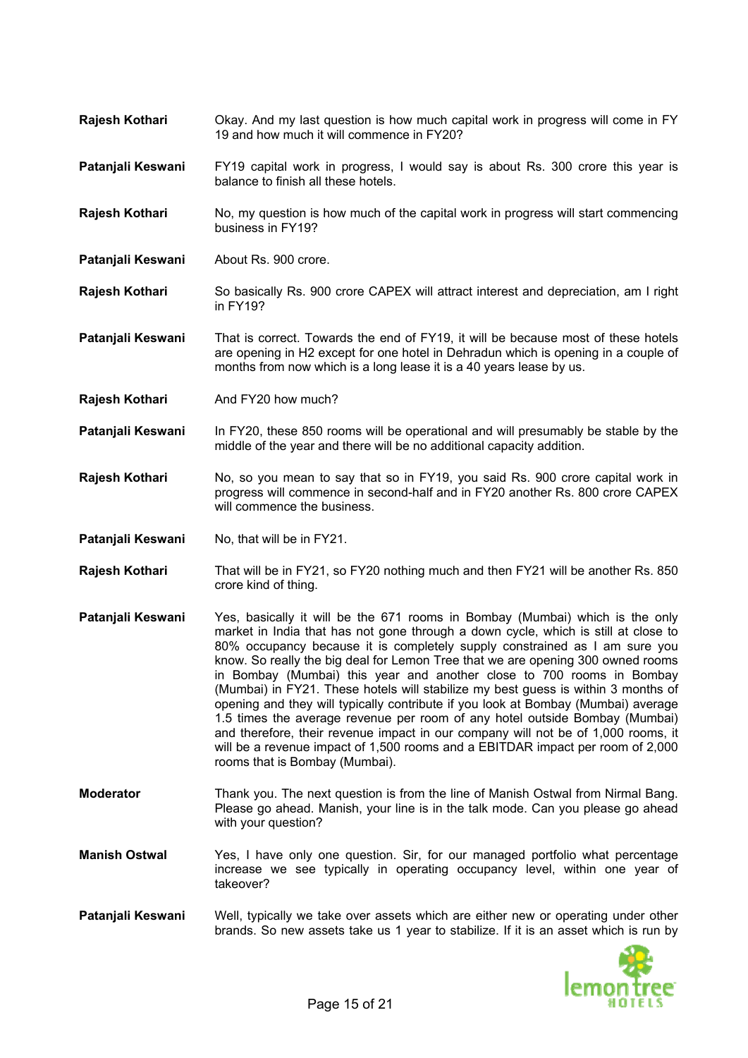**Rajesh Kothari** Okay. And my last question is how much capital work in progress will come in FY 19 and how much it will commence in FY20?

**Patanjali Keswani** FY19 capital work in progress, I would say is about Rs. 300 crore this year is balance to finish all these hotels.

**Rajesh Kothari** No, my question is how much of the capital work in progress will start commencing business in FY19?

**Patanjali Keswani** About Rs. 900 crore.

**Rajesh Kothari** So basically Rs. 900 crore CAPEX will attract interest and depreciation, am I right in FY19?

**Patanjali Keswani** That is correct. Towards the end of FY19, it will be because most of these hotels are opening in H2 except for one hotel in Dehradun which is opening in a couple of months from now which is a long lease it is a 40 years lease by us.

**Rajesh Kothari** And FY20 how much?

**Patanjali Keswani** In FY20, these 850 rooms will be operational and will presumably be stable by the middle of the year and there will be no additional capacity addition.

**Rajesh Kothari** No, so you mean to say that so in FY19, you said Rs. 900 crore capital work in progress will commence in second-half and in FY20 another Rs. 800 crore CAPEX will commence the business.

**Patanjali Keswani** No, that will be in FY21.

**Rajesh Kothari** That will be in FY21, so FY20 nothing much and then FY21 will be another Rs. 850 crore kind of thing.

**Patanjali Keswani** Yes, basically it will be the 671 rooms in Bombay (Mumbai) which is the only market in India that has not gone through a down cycle, which is still at close to 80% occupancy because it is completely supply constrained as I am sure you know. So really the big deal for Lemon Tree that we are opening 300 owned rooms in Bombay (Mumbai) this year and another close to 700 rooms in Bombay (Mumbai) in FY21. These hotels will stabilize my best guess is within 3 months of opening and they will typically contribute if you look at Bombay (Mumbai) average 1.5 times the average revenue per room of any hotel outside Bombay (Mumbai) and therefore, their revenue impact in our company will not be of 1,000 rooms, it will be a revenue impact of 1,500 rooms and a EBITDAR impact per room of 2,000 rooms that is Bombay (Mumbai).

**Moderator** Thank you. The next question is from the line of Manish Ostwal from Nirmal Bang. Please go ahead. Manish, your line is in the talk mode. Can you please go ahead with your question?

**Manish Ostwal** Yes, I have only one question. Sir, for our managed portfolio what percentage increase we see typically in operating occupancy level, within one year of takeover?

**Patanjali Keswani** Well, typically we take over assets which are either new or operating under other brands. So new assets take us 1 year to stabilize. If it is an asset which is run by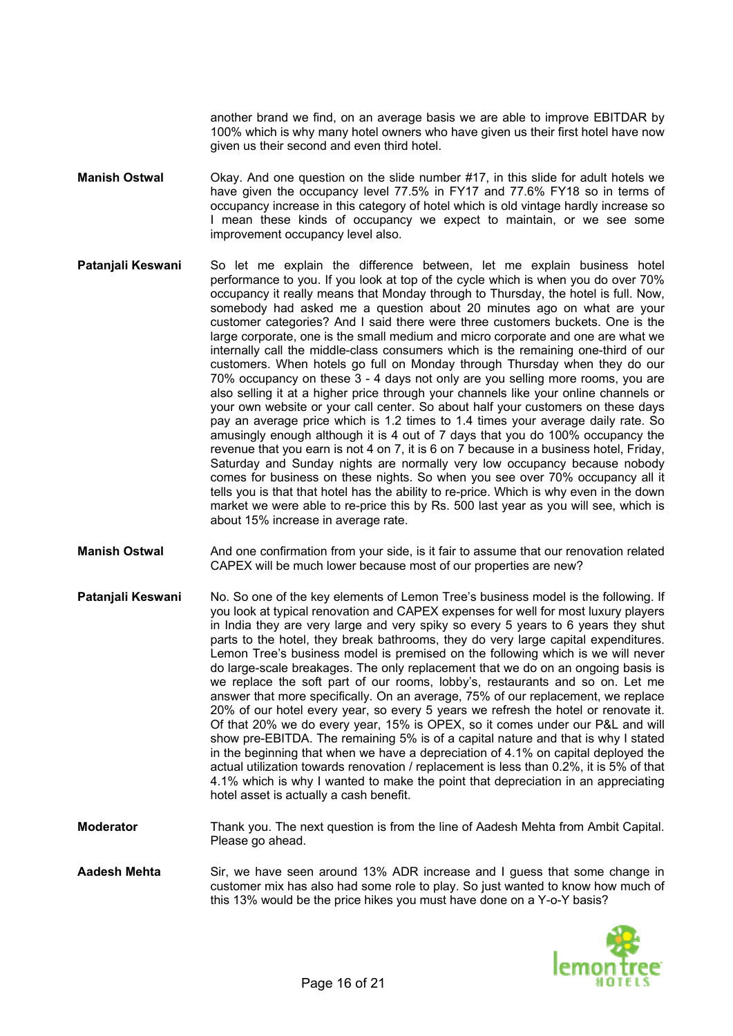another brand we find, on an average basis we are able to improve EBITDAR by 100% which is why many hotel owners who have given us their first hotel have now given us their second and even third hotel.

**Manish Ostwal**
Okay. And one question on the slide number #17, in this slide for adult hotels we have given the occupancy level 77.5% in FY17 and 77.6% FY18 so in terms of occupancy increase in this category of hotel which is old vintage hardly increase so I mean these kinds of occupancy we expect to maintain, or we see some improvement occupancy level also.

**Patanjali Keswani**
So let me explain the difference between, let me explain business hotel performance to you. If you look at top of the cycle which is when you do over 70% occupancy it really means that Monday through to Thursday, the hotel is full. Now, somebody had asked me a question about 20 minutes ago on what are your customer categories? And I said there were three customers buckets. One is the large corporate, one is the small medium and micro corporate and one are what we internally call the middle-class consumers which is the remaining one-third of our customers. When hotels go full on Monday through Thursday when they do our 70% occupancy on these 3 - 4 days not only are you selling more rooms, you are also selling it at a higher price through your channels like your online channels or your own website or your call center. So about half your customers on these days pay an average price which is 1.2 times to 1.4 times your average daily rate. So amusingly enough although it is 4 out of 7 days that you do 100% occupancy the revenue that you earn is not 4 on 7, it is 6 on 7 because in a business hotel, Friday, Saturday and Sunday nights are normally very low occupancy because nobody comes for business on these nights. So when you see over 70% occupancy all it tells you is that that hotel has the ability to re-price. Which is why even in the down market we were able to re-price this by Rs. 500 last year as you will see, which is about 15% increase in average rate.

**Manish Ostwal**
And one confirmation from your side, is it fair to assume that our renovation related CAPEX will be much lower because most of our properties are new?

**Patanjali Keswani**
No. So one of the key elements of Lemon Tree's business model is the following. If you look at typical renovation and CAPEX expenses for well for most luxury players in India they are very large and very spiky so every 5 years to 6 years they shut parts to the hotel, they break bathrooms, they do very large capital expenditures. Lemon Tree's business model is premised on the following which is we will never do large-scale breakages. The only replacement that we do on an ongoing basis is we replace the soft part of our rooms, lobby's, restaurants and so on. Let me answer that more specifically. On an average, 75% of our replacement, we replace 20% of our hotel every year, so every 5 years we refresh the hotel or renovate it. Of that 20% we do every year, 15% is OPEX, so it comes under our P&L and will show pre-EBITDA. The remaining 5% is of a capital nature and that is why I stated in the beginning that when we have a depreciation of 4.1% on capital deployed the actual utilization towards renovation / replacement is less than 0.2%, it is 5% of that 4.1% which is why I wanted to make the point that depreciation in an appreciating hotel asset is actually a cash benefit.

**Moderator**
Thank you. The next question is from the line of Aadesh Mehta from Ambit Capital. Please go ahead.

**Aadesh Mehta**
Sir, we have seen around 13% ADR increase and I guess that some change in customer mix has also had some role to play. So just wanted to know how much of this 13% would be the price hikes you must have done on a Y-o-Y basis?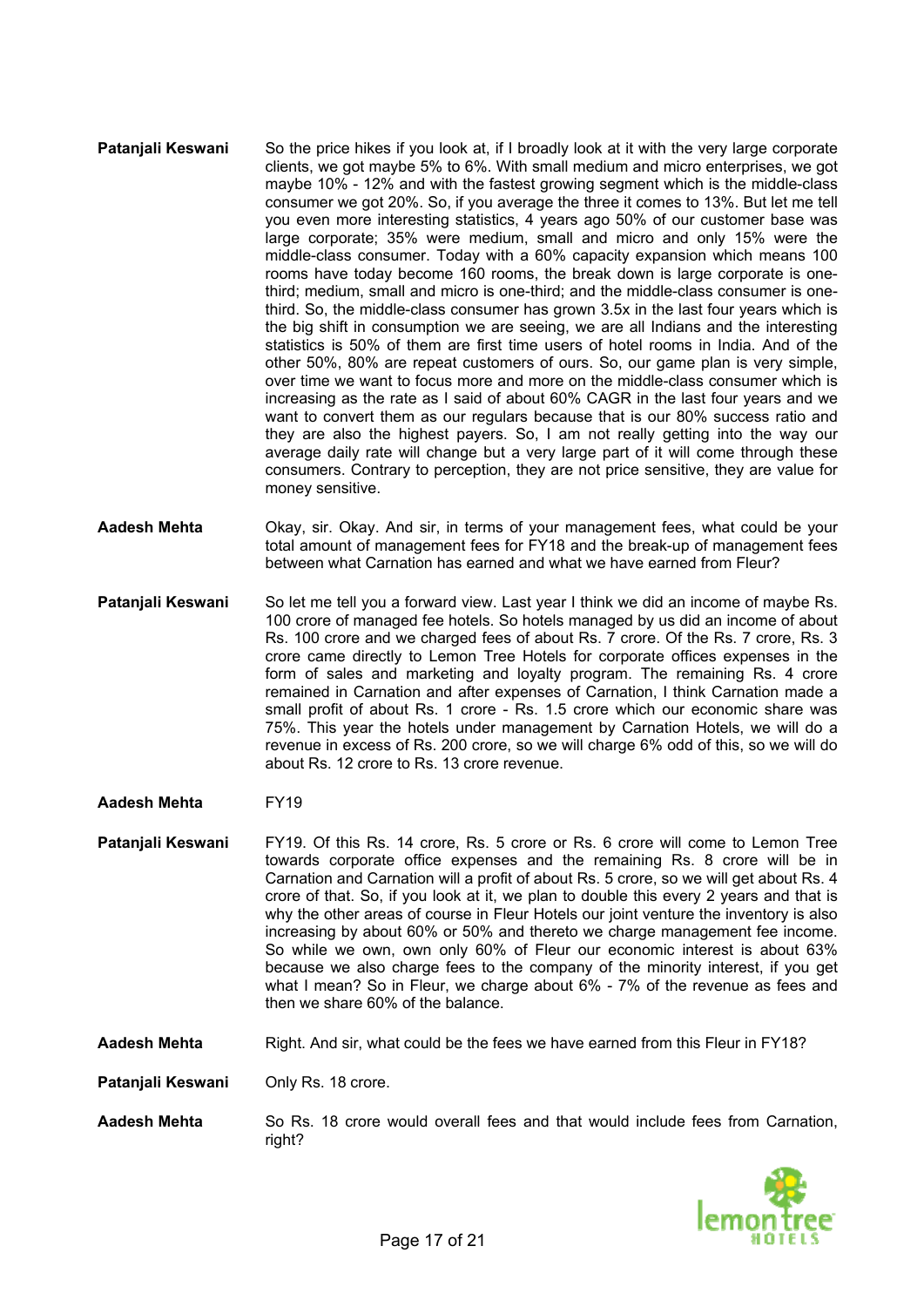**Patanjali Keswani** So the price hikes if you look at, if I broadly look at it with the very large corporate clients, we got maybe 5% to 6%. With small medium and micro enterprises, we got maybe 10% - 12% and with the fastest growing segment which is the middle-class consumer we got 20%. So, if you average the three it comes to 13%. But let me tell you even more interesting statistics, 4 years ago 50% of our customer base was large corporate; 35% were medium, small and micro and only 15% were the middle-class consumer. Today with a 60% capacity expansion which means 100 rooms have today become 160 rooms, the break down is large corporate is one-third; medium, small and micro is one-third; and the middle-class consumer is one-third. So, the middle-class consumer has grown 3.5x in the last four years which is the big shift in consumption we are seeing, we are all Indians and the interesting statistics is 50% of them are first time users of hotel rooms in India. And of the other 50%, 80% are repeat customers of ours. So, our game plan is very simple, over time we want to focus more and more on the middle-class consumer which is increasing as the rate as I said of about 60% CAGR in the last four years and we want to convert them as our regulars because that is our 80% success ratio and they are also the highest payers. So, I am not really getting into the way our average daily rate will change but a very large part of it will come through these consumers. Contrary to perception, they are not price sensitive, they are value for money sensitive.

**Aadesh Mehta** Okay, sir. Okay. And sir, in terms of your management fees, what could be your total amount of management fees for FY18 and the break-up of management fees between what Carnation has earned and what we have earned from Fleur?

**Patanjali Keswani** So let me tell you a forward view. Last year I think we did an income of maybe Rs. 100 crore of managed fee hotels. So hotels managed by us did an income of about Rs. 100 crore and we charged fees of about Rs. 7 crore. Of the Rs. 7 crore, Rs. 3 crore came directly to Lemon Tree Hotels for corporate offices expenses in the form of sales and marketing and loyalty program. The remaining Rs. 4 crore remained in Carnation and after expenses of Carnation, I think Carnation made a small profit of about Rs. 1 crore - Rs. 1.5 crore which our economic share was 75%. This year the hotels under management by Carnation Hotels, we will do a revenue in excess of Rs. 200 crore, so we will charge 6% odd of this, so we will do about Rs. 12 crore to Rs. 13 crore revenue.

**Aadesh Mehta** FY19

**Patanjali Keswani** FY19. Of this Rs. 14 crore, Rs. 5 crore or Rs. 6 crore will come to Lemon Tree towards corporate office expenses and the remaining Rs. 8 crore will be in Carnation and Carnation will a profit of about Rs. 5 crore, so we will get about Rs. 4 crore of that. So, if you look at it, we plan to double this every 2 years and that is why the other areas of course in Fleur Hotels our joint venture the inventory is also increasing by about 60% or 50% and thereto we charge management fee income. So while we own, own only 60% of Fleur our economic interest is about 63% because we also charge fees to the company of the minority interest, if you get what I mean? So in Fleur, we charge about 6% - 7% of the revenue as fees and then we share 60% of the balance.

**Aadesh Mehta** Right. And sir, what could be the fees we have earned from this Fleur in FY18?

**Patanjali Keswani** Only Rs. 18 crore.

**Aadesh Mehta** So Rs. 18 crore would overall fees and that would include fees from Carnation, right?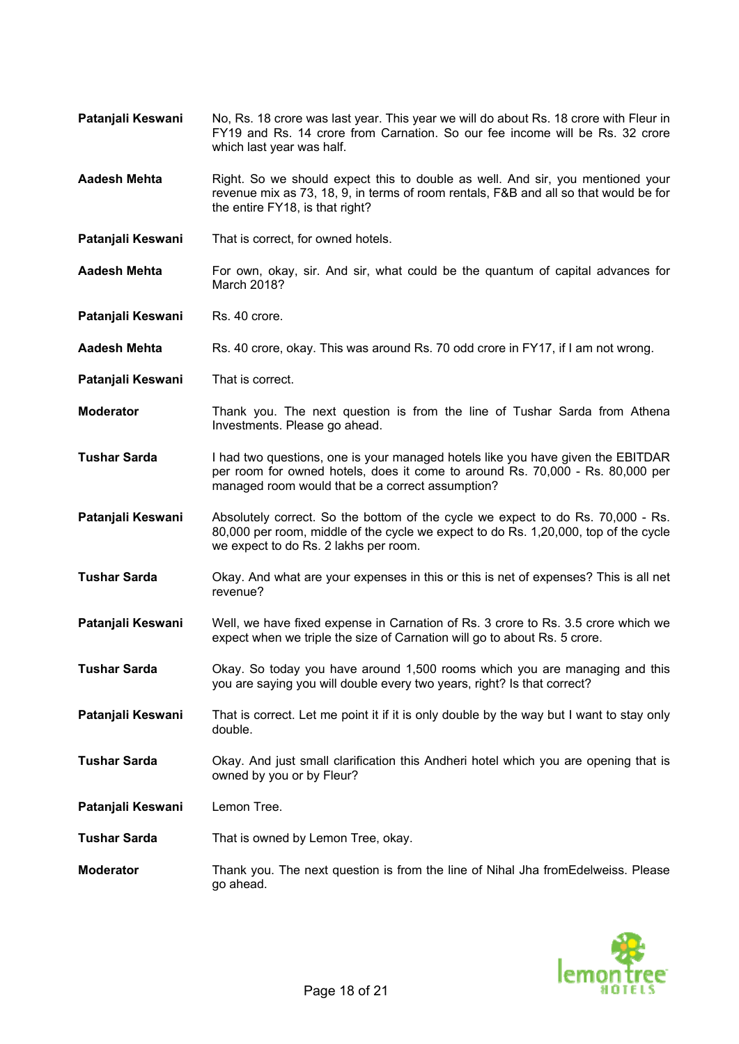**Patanjali Keswani** No, Rs. 18 crore was last year. This year we will do about Rs. 18 crore with Fleur in FY19 and Rs. 14 crore from Carnation. So our fee income will be Rs. 32 crore which last year was half.

**Aadesh Mehta** Right. So we should expect this to double as well. And sir, you mentioned your revenue mix as 73, 18, 9, in terms of room rentals, F&B and all so that would be for the entire FY18, is that right?

**Patanjali Keswani** That is correct, for owned hotels.

**Aadesh Mehta** For own, okay, sir. And sir, what could be the quantum of capital advances for March 2018?

**Patanjali Keswani** Rs. 40 crore.

**Aadesh Mehta** Rs. 40 crore, okay. This was around Rs. 70 odd crore in FY17, if I am not wrong.

**Patanjali Keswani** That is correct.

**Moderator** Thank you. The next question is from the line of Tushar Sarda from Athena Investments. Please go ahead.

**Tushar Sarda** I had two questions, one is your managed hotels like you have given the EBITDAR per room for owned hotels, does it come to around Rs. 70,000 - Rs. 80,000 per managed room would that be a correct assumption?

**Patanjali Keswani** Absolutely correct. So the bottom of the cycle we expect to do Rs. 70,000 - Rs. 80,000 per room, middle of the cycle we expect to do Rs. 1,20,000, top of the cycle we expect to do Rs. 2 lakhs per room.

**Tushar Sarda** Okay. And what are your expenses in this or this is net of expenses? This is all net revenue?

**Patanjali Keswani** Well, we have fixed expense in Carnation of Rs. 3 crore to Rs. 3.5 crore which we expect when we triple the size of Carnation will go to about Rs. 5 crore.

**Tushar Sarda** Okay. So today you have around 1,500 rooms which you are managing and this you are saying you will double every two years, right? Is that correct?

**Patanjali Keswani** That is correct. Let me point it if it is only double by the way but I want to stay only double.

**Tushar Sarda** Okay. And just small clarification this Andheri hotel which you are opening that is owned by you or by Fleur?

**Patanjali Keswani** Lemon Tree.

**Tushar Sarda** That is owned by Lemon Tree, okay.

**Moderator** Thank you. The next question is from the line of Nihal Jha fromEdelweiss. Please go ahead.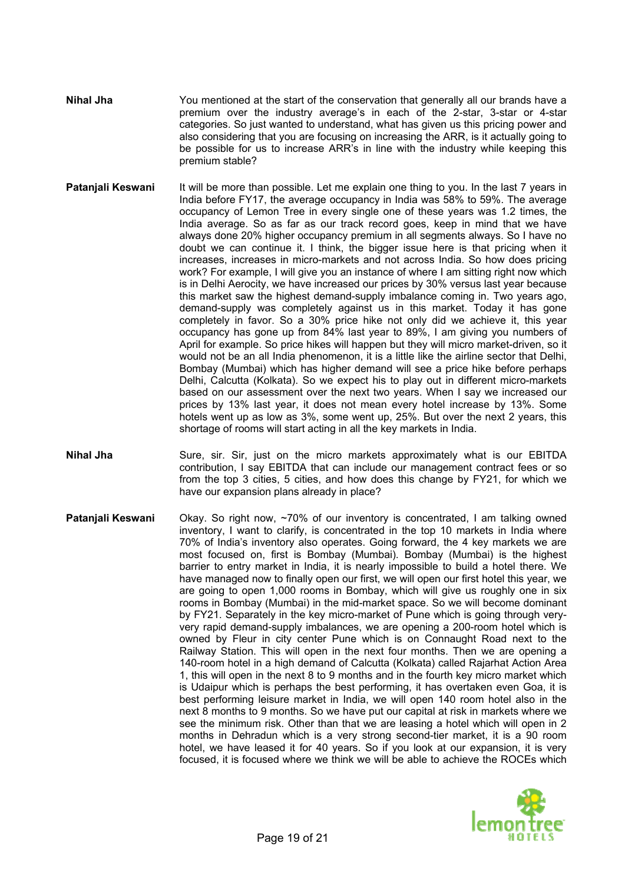**Nihal Jha** You mentioned at the start of the conservation that generally all our brands have a premium over the industry average's in each of the 2-star, 3-star or 4-star categories. So just wanted to understand, what has given us this pricing power and also considering that you are focusing on increasing the ARR, is it actually going to be possible for us to increase ARR's in line with the industry while keeping this premium stable?

**Patanjali Keswani** It will be more than possible. Let me explain one thing to you. In the last 7 years in India before FY17, the average occupancy in India was 58% to 59%. The average occupancy of Lemon Tree in every single one of these years was 1.2 times, the India average. So as far as our track record goes, keep in mind that we have always done 20% higher occupancy premium in all segments always. So I have no doubt we can continue it. I think, the bigger issue here is that pricing when it increases, increases in micro-markets and not across India. So how does pricing work? For example, I will give you an instance of where I am sitting right now which is in Delhi Aerocity, we have increased our prices by 30% versus last year because this market saw the highest demand-supply imbalance coming in. Two years ago, demand-supply was completely against us in this market. Today it has gone completely in favor. So a 30% price hike not only did we achieve it, this year occupancy has gone up from 84% last year to 89%, I am giving you numbers of April for example. So price hikes will happen but they will micro market-driven, so it would not be an all India phenomenon, it is a little like the airline sector that Delhi, Bombay (Mumbai) which has higher demand will see a price hike before perhaps Delhi, Calcutta (Kolkata). So we expect his to play out in different micro-markets based on our assessment over the next two years. When I say we increased our prices by 13% last year, it does not mean every hotel increase by 13%. Some hotels went up as low as 3%, some went up, 25%. But over the next 2 years, this shortage of rooms will start acting in all the key markets in India.

**Nihal Jha** Sure, sir. Sir, just on the micro markets approximately what is our EBITDA contribution, I say EBITDA that can include our management contract fees or so from the top 3 cities, 5 cities, and how does this change by FY21, for which we have our expansion plans already in place?

**Patanjali Keswani** Okay. So right now, ~70% of our inventory is concentrated, I am talking owned inventory, I want to clarify, is concentrated in the top 10 markets in India where 70% of India's inventory also operates. Going forward, the 4 key markets we are most focused on, first is Bombay (Mumbai). Bombay (Mumbai) is the highest barrier to entry market in India, it is nearly impossible to build a hotel there. We have managed now to finally open our first, we will open our first hotel this year, we are going to open 1,000 rooms in Bombay, which will give us roughly one in six rooms in Bombay (Mumbai) in the mid-market space. So we will become dominant by FY21. Separately in the key micro-market of Pune which is going through very-very rapid demand-supply imbalances, we are opening a 200-room hotel which is owned by Fleur in city center Pune which is on Connaught Road next to the Railway Station. This will open in the next four months. Then we are opening a 140-room hotel in a high demand of Calcutta (Kolkata) called Rajarhat Action Area 1, this will open in the next 8 to 9 months and in the fourth key micro market which is Udaipur which is perhaps the best performing, it has overtaken even Goa, it is best performing leisure market in India, we will open 140 room hotel also in the next 8 months to 9 months. So we have put our capital at risk in markets where we see the minimum risk. Other than that we are leasing a hotel which will open in 2 months in Dehradun which is a very strong second-tier market, it is a 90 room hotel, we have leased it for 40 years. So if you look at our expansion, it is very focused, it is focused where we think we will be able to achieve the ROCEs which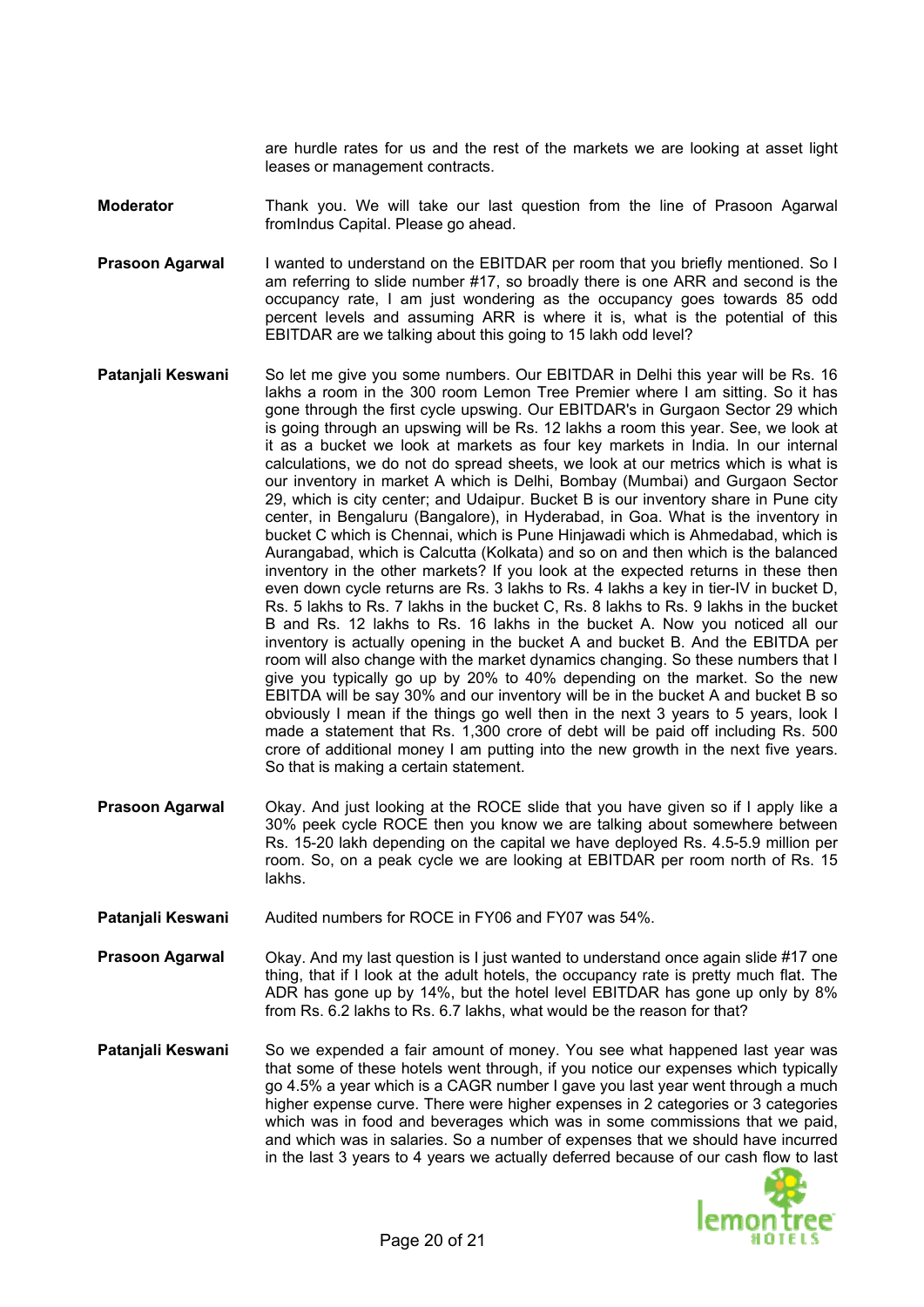are hurdle rates for us and the rest of the markets we are looking at asset light leases or management contracts.

**Moderator** Thank you. We will take our last question from the line of Prasoon Agarwal fromIndus Capital. Please go ahead.

**Prasoon Agarwal** I wanted to understand on the EBITDAR per room that you briefly mentioned. So I am referring to slide number #17, so broadly there is one ARR and second is the occupancy rate, I am just wondering as the occupancy goes towards 85 odd percent levels and assuming ARR is where it is, what is the potential of this EBITDAR are we talking about this going to 15 lakh odd level?

**Patanjali Keswani** So let me give you some numbers. Our EBITDAR in Delhi this year will be Rs. 16 lakhs a room in the 300 room Lemon Tree Premier where I am sitting. So it has gone through the first cycle upswing. Our EBITDAR's in Gurgaon Sector 29 which is going through an upswing will be Rs. 12 lakhs a room this year. See, we look at it as a bucket we look at markets as four key markets in India. In our internal calculations, we do not do spread sheets, we look at our metrics which is what is our inventory in market A which is Delhi, Bombay (Mumbai) and Gurgaon Sector 29, which is city center; and Udaipur. Bucket B is our inventory share in Pune city center, in Bengaluru (Bangalore), in Hyderabad, in Goa. What is the inventory in bucket C which is Chennai, which is Pune Hinjawadi which is Ahmedabad, which is Aurangabad, which is Calcutta (Kolkata) and so on and then which is the balanced inventory in the other markets? If you look at the expected returns in these then even down cycle returns are Rs. 3 lakhs to Rs. 4 lakhs a key in tier-IV in bucket D, Rs. 5 lakhs to Rs. 7 lakhs in the bucket C, Rs. 8 lakhs to Rs. 9 lakhs in the bucket B and Rs. 12 lakhs to Rs. 16 lakhs in the bucket A. Now you noticed all our inventory is actually opening in the bucket A and bucket B. And the EBITDA per room will also change with the market dynamics changing. So these numbers that I give you typically go up by 20% to 40% depending on the market. So the new EBITDA will be say 30% and our inventory will be in the bucket A and bucket B so obviously I mean if the things go well then in the next 3 years to 5 years, look I made a statement that Rs. 1,300 crore of debt will be paid off including Rs. 500 crore of additional money I am putting into the new growth in the next five years. So that is making a certain statement.

**Prasoon Agarwal** Okay. And just looking at the ROCE slide that you have given so if I apply like a 30% peek cycle ROCE then you know we are talking about somewhere between Rs. 15-20 lakh depending on the capital we have deployed Rs. 4.5-5.9 million per room. So, on a peak cycle we are looking at EBITDAR per room north of Rs. 15 lakhs.

**Patanjali Keswani** Audited numbers for ROCE in FY06 and FY07 was 54%.

**Prasoon Agarwal** Okay. And my last question is I just wanted to understand once again slide #17 one thing, that if I look at the adult hotels, the occupancy rate is pretty much flat. The ADR has gone up by 14%, but the hotel level EBITDAR has gone up only by 8% from Rs. 6.2 lakhs to Rs. 6.7 lakhs, what would be the reason for that?

**Patanjali Keswani** So we expended a fair amount of money. You see what happened last year was that some of these hotels went through, if you notice our expenses which typically go 4.5% a year which is a CAGR number I gave you last year went through a much higher expense curve. There were higher expenses in 2 categories or 3 categories which was in food and beverages which was in some commissions that we paid, and which was in salaries. So a number of expenses that we should have incurred in the last 3 years to 4 years we actually deferred because of our cash flow to last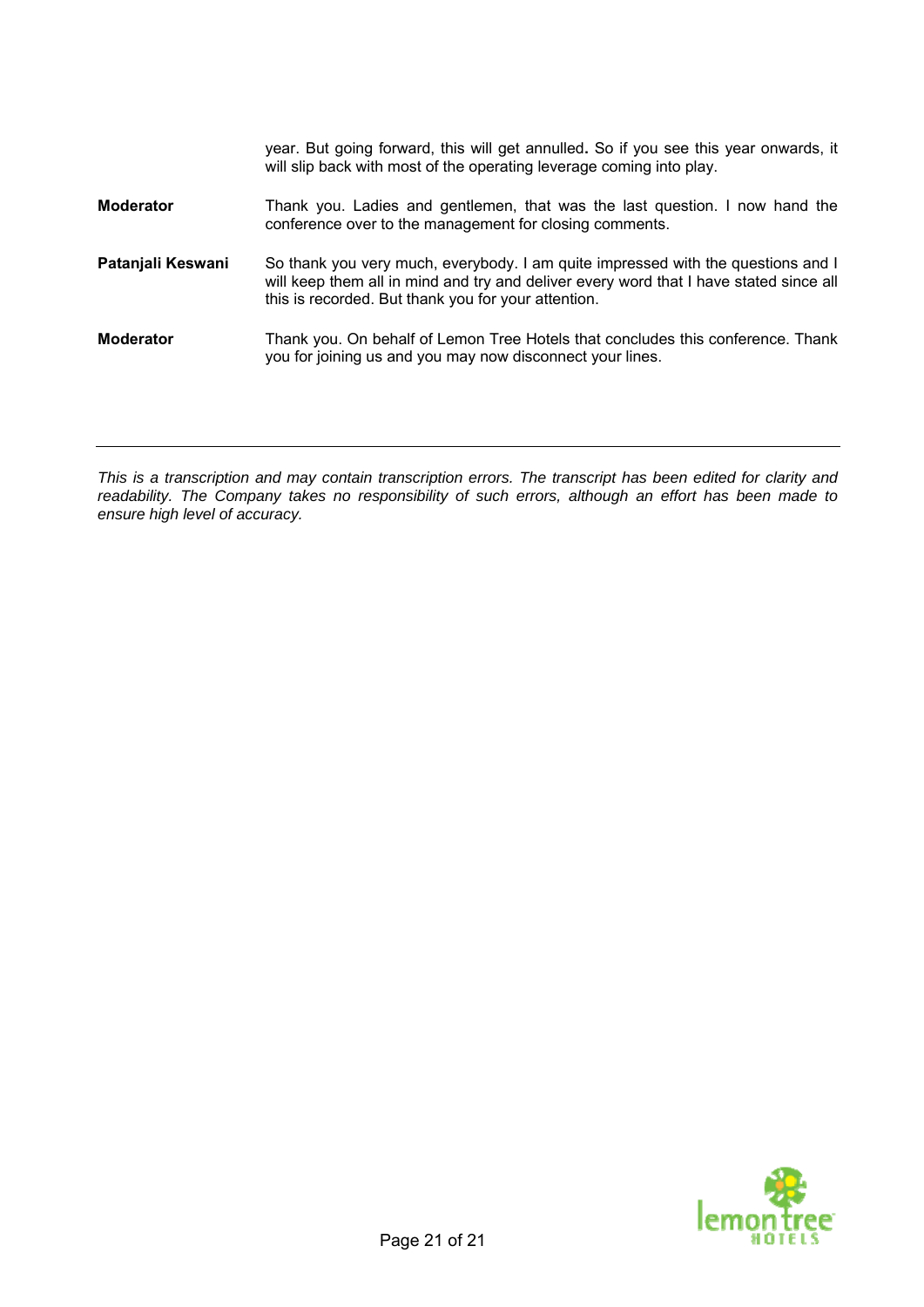year. But going forward, this will get annulled**.** So if you see this year onwards, it will slip back with most of the operating leverage coming into play.

**Moderator** Thank you. Ladies and gentlemen, that was the last question. I now hand the conference over to the management for closing comments.

**Patanjali Keswani** So thank you very much, everybody. I am quite impressed with the questions and I will keep them all in mind and try and deliver every word that I have stated since all this is recorded. But thank you for your attention.

**Moderator** Thank you. On behalf of Lemon Tree Hotels that concludes this conference. Thank you for joining us and you may now disconnect your lines.

---

*This is a transcription and may contain transcription errors. The transcript has been edited for clarity and readability. The Company takes no responsibility of such errors, although an effort has been made to ensure high level of accuracy.*